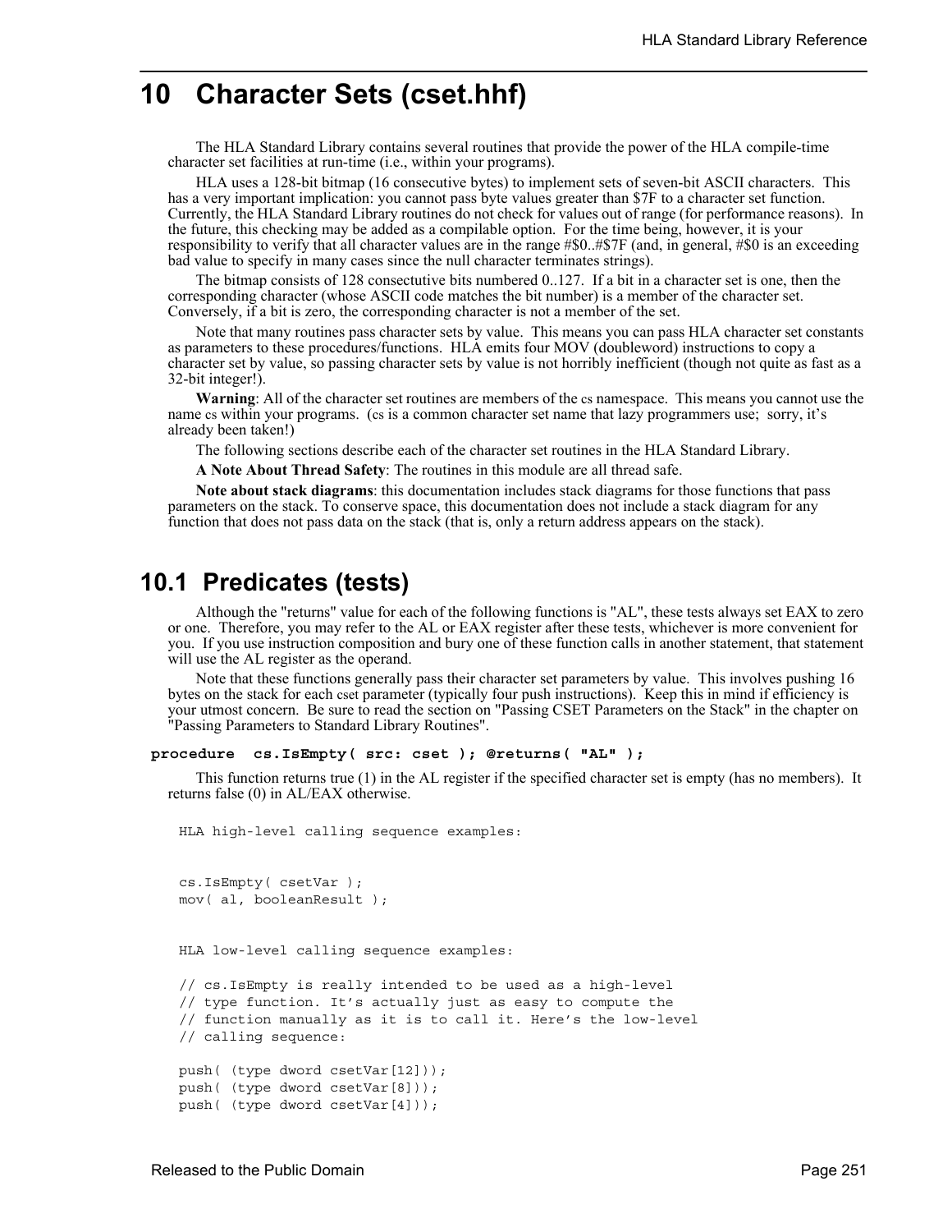# 10 Character Sets (cset.hhf)

The HLA Standard Library contains several routines that provide the power of the HLA compile-time character set facilities at run-time (i.e., within your programs).

HLA uses a 128-bit bitmap (16 consecutive bytes) to implement sets of seven-bit ASCII characters. This has a very important implication: you cannot pass byte values greater than $7F to a character set function. Currently, the HLA Standard Library routines do not check for values out of range (for performance reasons). In the future, this checking may be added as a compilable option. For the time being, however, it is your responsibility to verify that all character values are in the range #$0..#$7F (and, in general, #$0 is an exceeding bad value to specify in many cases since the null character terminates strings).

The bitmap consists of 128 consectutive bits numbered 0..127. If a bit in a character set is one, then the corresponding character (whose ASCII code matches the bit number) is a member of the character set. Conversely, if a bit is zero, the corresponding character is not a member of the set.

Note that many routines pass character sets by value. This means you can pass HLA character set constants as parameters to these procedures/functions. HLA emits four MOV (doubleword) instructions to copy a character set by value, so passing character sets by value is not horribly inefficient (though not quite as fast as a 32-bit integer!).

**Warning**: All of the character set routines are members of the cs namespace. This means you cannot use the name cs within your programs. (cs is a common character set name that lazy programmers use; sorry, it's already been taken!)

The following sections describe each of the character set routines in the HLA Standard Library.

**A Note About Thread Safety**: The routines in this module are all thread safe.

**Note about stack diagrams**: this documentation includes stack diagrams for those functions that pass parameters on the stack. To conserve space, this documentation does not include a stack diagram for any function that does not pass data on the stack (that is, only a return address appears on the stack).

## 10.1 Predicates (tests)

Although the "returns" value for each of the following functions is "AL", these tests always set EAX to zero or one. Therefore, you may refer to the AL or EAX register after these tests, whichever is more convenient for you. If you use instruction composition and bury one of these function calls in another statement, that statement will use the AL register as the operand.

Note that these functions generally pass their character set parameters by value. This involves pushing 16 bytes on the stack for each cset parameter (typically four push instructions). Keep this in mind if efficiency is your utmost concern. Be sure to read the section on "Passing CSET Parameters on the Stack" in the chapter on "Passing Parameters to Standard Library Routines".

**procedure cs.IsEmpty( src: cset ); @returns( "AL" );**

This function returns true (1) in the AL register if the specified character set is empty (has no members). It returns false (0) in AL/EAX otherwise.

```
HLA high-level calling sequence examples:


cs.IsEmpty( csetVar );
mov( al, booleanResult );


HLA low-level calling sequence examples:

// cs.IsEmpty is really intended to be used as a high-level
// type function. It's actually just as easy to compute the
// function manually as it is to call it. Here's the low-level
// calling sequence:

push( (type dword csetVar[12]));
push( (type dword csetVar[8]));
push( (type dword csetVar[4]));
```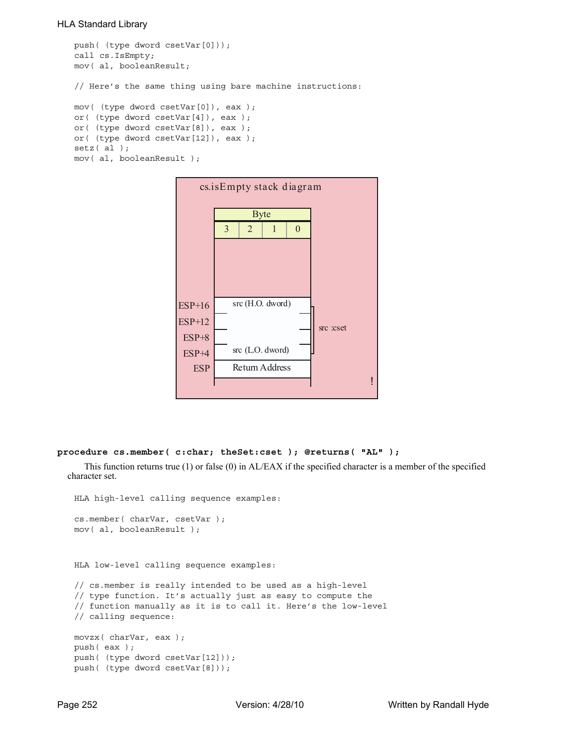```
push( (type dword csetVar[0]));
call cs.IsEmpty;
mov( al, booleanResult;

// Here's the same thing using bare machine instructions:

mov( (type dword csetVar[0]), eax );
or( (type dword csetVar[4]), eax );
or( (type dword csetVar[8]), eax );
or( (type dword csetVar[12]), eax );
setz( al );
mov( al, booleanResult );
```

cs.isEmpty stack diagram

| | Byte 3 | Byte 2 | Byte 1 | Byte 0 | |
|---|---|---|---|---|---|
| ESP+16 | src (H.O. dword) | | | | src :cset |
| ESP+12 | | | | | |
| ESP+8 | | | | | |
| ESP+4 | src (L.O. dword) | | | | |
| ESP | Return Address | | | | |

**procedure cs.member( c:char; theSet:cset ); @returns( "AL" );**

This function returns true (1) or false (0) in AL/EAX if the specified character is a member of the specified character set.

```
HLA high-level calling sequence examples:

cs.member( charVar, csetVar );
mov( al, booleanResult );


HLA low-level calling sequence examples:

// cs.member is really intended to be used as a high-level
// type function. It's actually just as easy to compute the
// function manually as it is to call it. Here's the low-level
// calling sequence:

movzx( charVar, eax );
push( eax );
push( (type dword csetVar[12]));
push( (type dword csetVar[8]));
```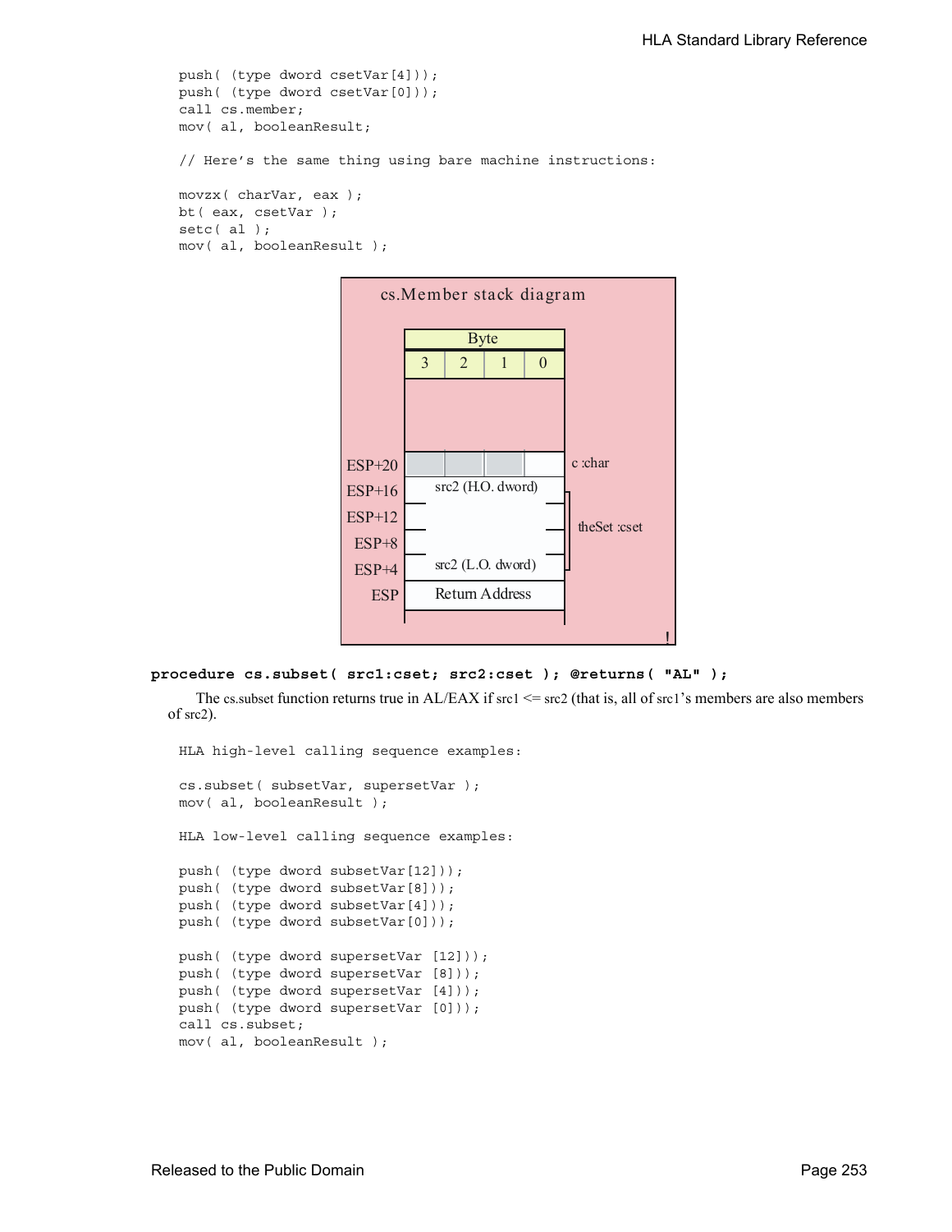```
push( (type dword csetVar[4]));
push( (type dword csetVar[0]));
call cs.member;
mov( al, booleanResult;

// Here's the same thing using bare machine instructions:

movzx( charVar, eax );
bt( eax, csetVar );
setc( al );
mov( al, booleanResult );
```

cs.Member stack diagram

| | Byte 3 | Byte 2 | Byte 1 | Byte 0 | |
|---|---|---|---|---|---|
| ESP+20 | | | | | c :char |
| ESP+16 | src2 (H.O. dword) | | | | theSet :cset |
| ESP+12 | | | | | |
| ESP+8 | | | | | |
| ESP+4 | src2 (L.O. dword) | | | | |
| ESP | Return Address | | | | |

**procedure cs.subset( src1:cset; src2:cset ); @returns( "AL" );**

The cs.subset function returns true in AL/EAX if src1 <= src2 (that is, all of src1's members are also members of src2).

```
HLA high-level calling sequence examples:

cs.subset( subsetVar, supersetVar );
mov( al, booleanResult );

HLA low-level calling sequence examples:

push( (type dword subsetVar[12]));
push( (type dword subsetVar[8]));
push( (type dword subsetVar[4]));
push( (type dword subsetVar[0]));

push( (type dword supersetVar [12]));
push( (type dword supersetVar [8]));
push( (type dword supersetVar [4]));
push( (type dword supersetVar [0]));
call cs.subset;
mov( al, booleanResult );
```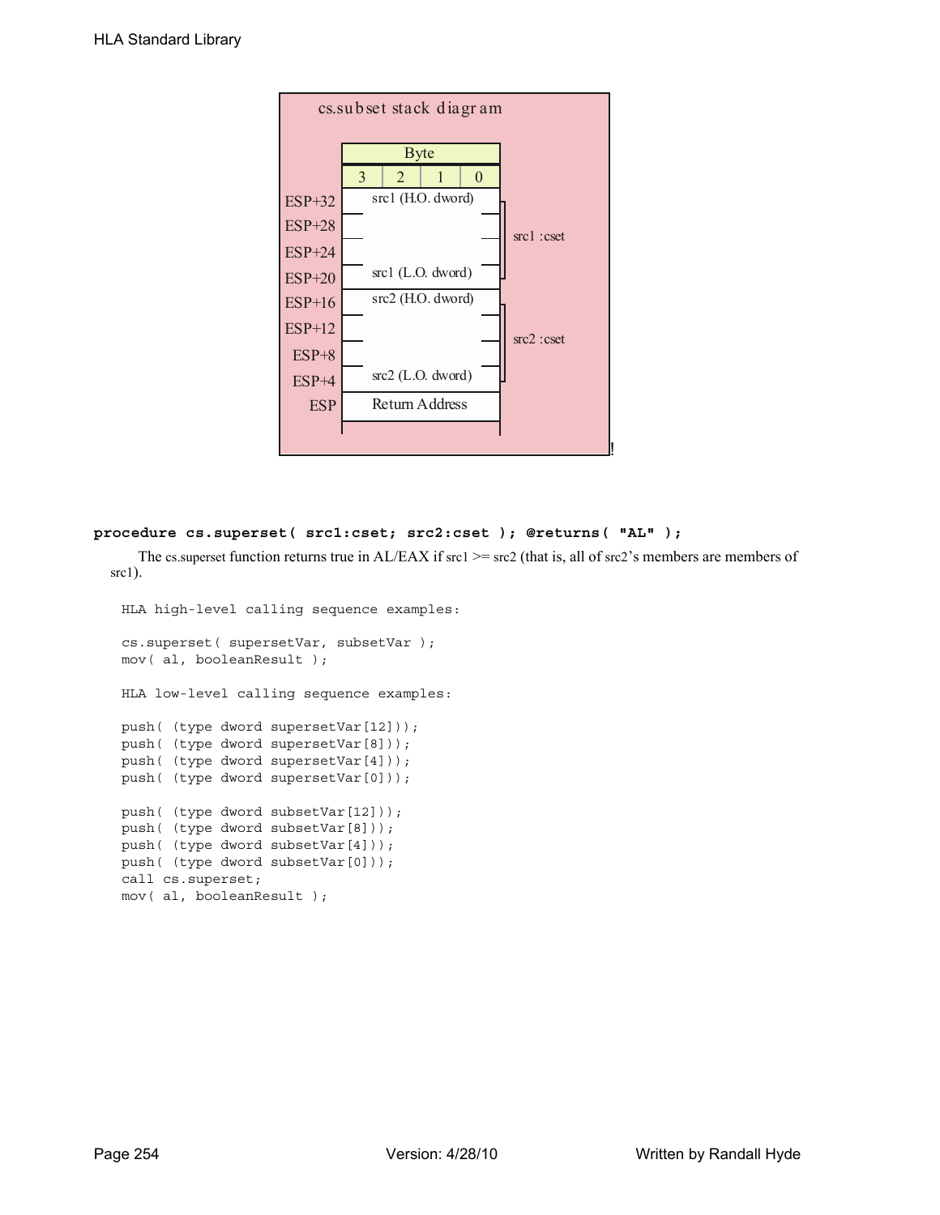cs.subset stack diagram

| ESP offset | Byte 3 | 2 | 1 | 0 | |
|---|---|---|---|---|---|
| ESP+32 | src1 (H.O. dword) | | | | src1 :cset |
| ESP+28 | | | | | |
| ESP+24 | | | | | |
| ESP+20 | src1 (L.O. dword) | | | | |
| ESP+16 | src2 (H.O. dword) | | | | src2 :cset |
| ESP+12 | | | | | |
| ESP+8 | | | | | |
| ESP+4 | src2 (L.O. dword) | | | | |
| ESP | Return Address | | | | |

**procedure cs.superset( src1:cset; src2:cset ); @returns( "AL" );**

The cs.superset function returns true in AL/EAX if src1 >= src2 (that is, all of src2's members are members of src1).

```
HLA high-level calling sequence examples:

cs.superset( supersetVar, subsetVar );
mov( al, booleanResult );

HLA low-level calling sequence examples:

push( (type dword supersetVar[12]));
push( (type dword supersetVar[8]));
push( (type dword supersetVar[4]));
push( (type dword supersetVar[0]));

push( (type dword subsetVar[12]));
push( (type dword subsetVar[8]));
push( (type dword subsetVar[4]));
push( (type dword subsetVar[0]));
call cs.superset;
mov( al, booleanResult );
```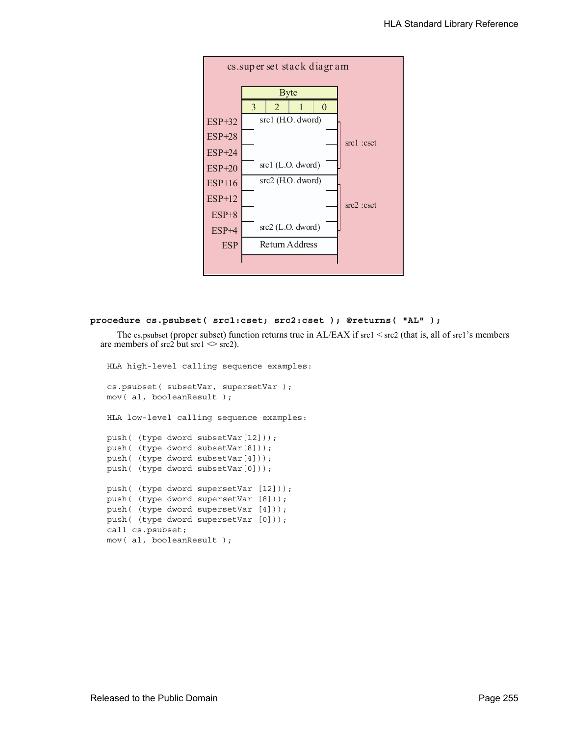cs.superset stack diagram

| | Byte | | | |
|---|---|---|---|---|
| | 3 | 2 | 1 | 0 |
| ESP+32 | src1 (H.O. dword) | | | |
| ESP+28 | | | | |
| ESP+24 | | | | |
| ESP+20 | src1 (L.O. dword) | | | |
| ESP+16 | src2 (H.O. dword) | | | |
| ESP+12 | | | | |
| ESP+8 | | | | |
| ESP+4 | src2 (L.O. dword) | | | |
| ESP | Return Address | | | |

src1 :cset (ESP+20 through ESP+32)

src2 :cset (ESP+4 through ESP+16)

**procedure cs.psubset( src1:cset; src2:cset ); @returns( "AL" );**

The cs.psubset (proper subset) function returns true in AL/EAX if src1 < src2 (that is, all of src1's members are members of src2 but src1 <> src2).

```
HLA high-level calling sequence examples:

cs.psubset( subsetVar, supersetVar );
mov( al, booleanResult );

HLA low-level calling sequence examples:

push( (type dword subsetVar[12]));
push( (type dword subsetVar[8]));
push( (type dword subsetVar[4]));
push( (type dword subsetVar[0]));

push( (type dword supersetVar [12]));
push( (type dword supersetVar [8]));
push( (type dword supersetVar [4]));
push( (type dword supersetVar [0]));
call cs.psubset;
mov( al, booleanResult );
```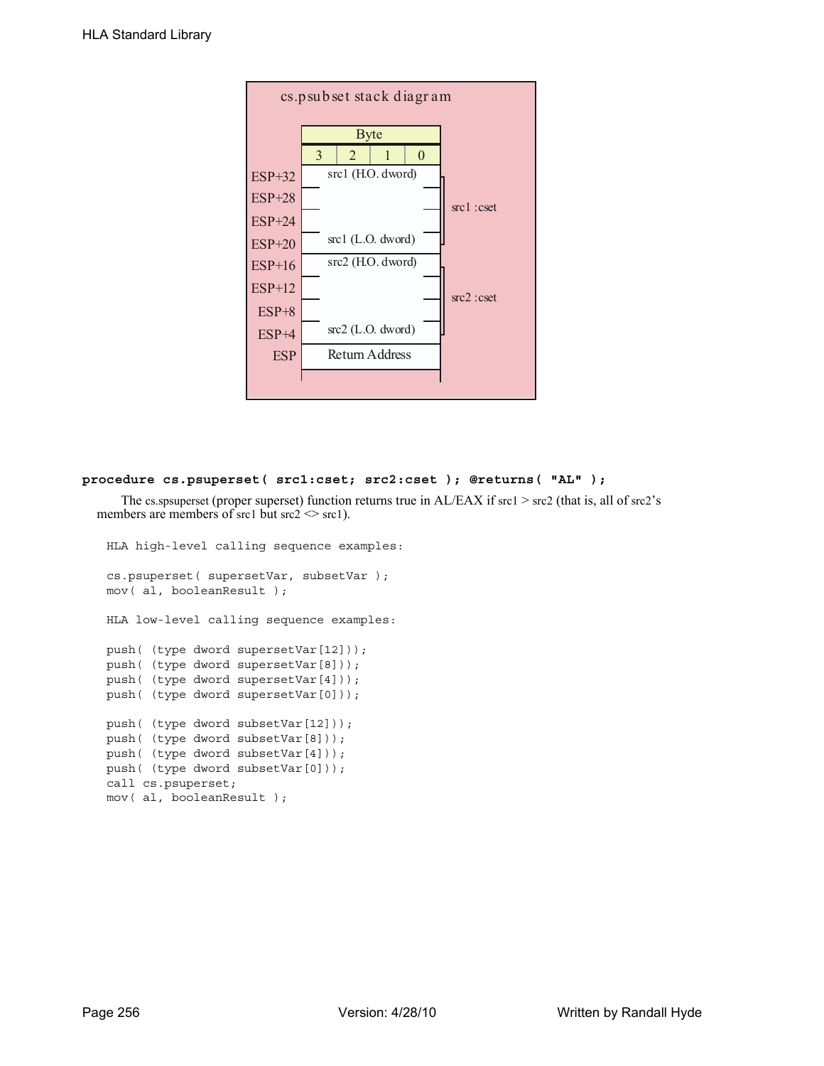cs.psubset stack diagram

| Offset | Byte 3 | Byte 2 | Byte 1 | Byte 0 | |
|---|---|---|---|---|---|
| ESP+32 | src1 (H.O. dword) | | | | src1 :cset |
| ESP+28 | | | | | |
| ESP+24 | | | | | |
| ESP+20 | src1 (L.O. dword) | | | | |
| ESP+16 | src2 (H.O. dword) | | | | src2 :cset |
| ESP+12 | | | | | |
| ESP+8 | | | | | |
| ESP+4 | src2 (L.O. dword) | | | | |
| ESP | Return Address | | | | |

**procedure cs.psuperset( src1:cset; src2:cset ); @returns( "AL" );**

The cs.spsuperset (proper superset) function returns true in AL/EAX if src1 > src2 (that is, all of src2's members are members of src1 but src2 <> src1).

```
HLA high-level calling sequence examples:

cs.psuperset( supersetVar, subsetVar );
mov( al, booleanResult );

HLA low-level calling sequence examples:

push( (type dword supersetVar[12]));
push( (type dword supersetVar[8]));
push( (type dword supersetVar[4]));
push( (type dword supersetVar[0]));

push( (type dword subsetVar[12]));
push( (type dword subsetVar[8]));
push( (type dword subsetVar[4]));
push( (type dword subsetVar[0]));
call cs.psuperset;
mov( al, booleanResult );
```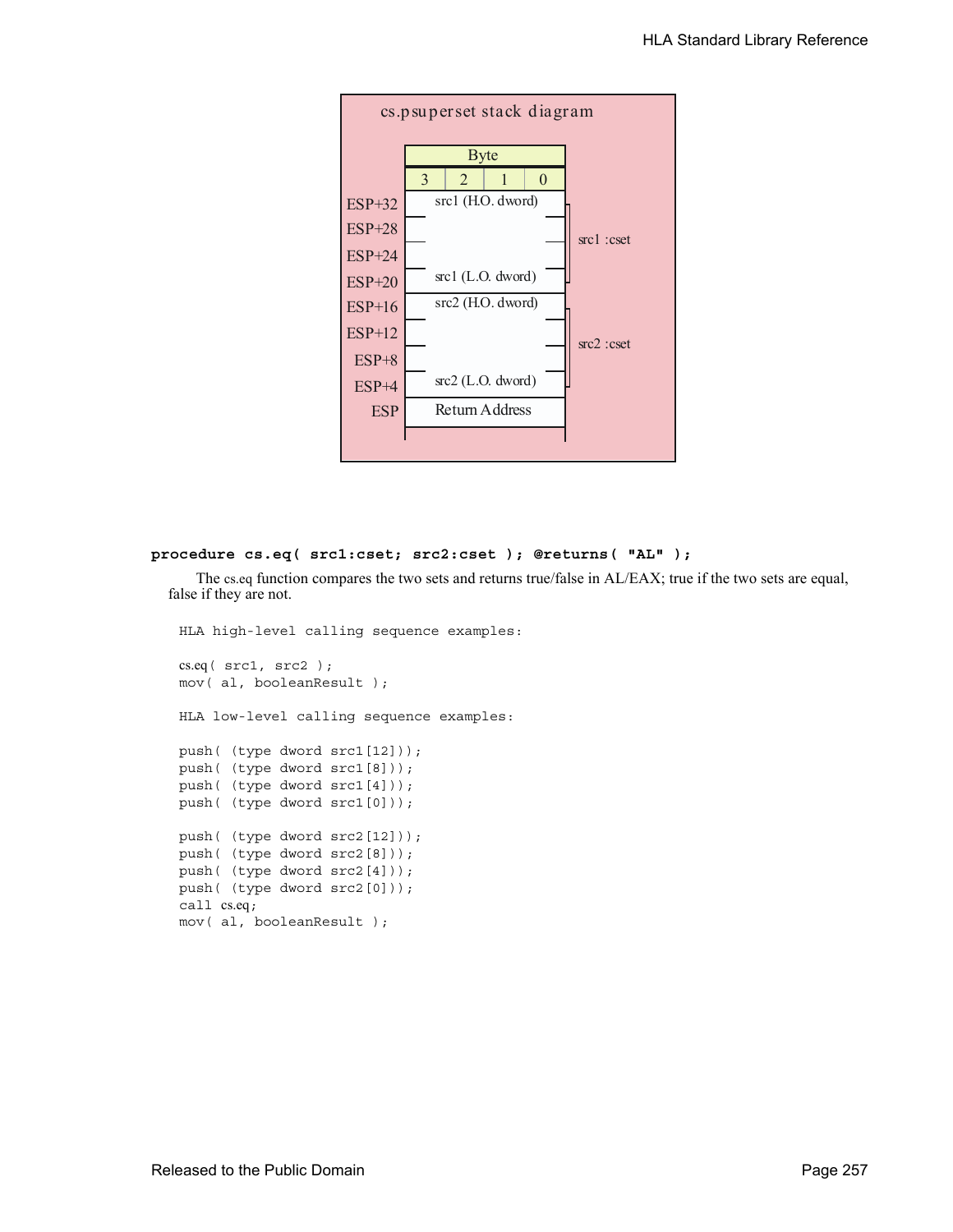**cs.psuperset stack diagram**

| | Byte 3 | Byte 2 | Byte 1 | Byte 0 | |
|---|---|---|---|---|---|
| ESP+32 | src1 (H.O. dword) | | | | src1 :cset |
| ESP+28 | | | | | |
| ESP+24 | | | | | |
| ESP+20 | src1 (L.O. dword) | | | | |
| ESP+16 | src2 (H.O. dword) | | | | src2 :cset |
| ESP+12 | | | | | |
| ESP+8 | | | | | |
| ESP+4 | src2 (L.O. dword) | | | | |
| ESP | Return Address | | | | |

**procedure cs.eq( src1:cset; src2:cset ); @returns( "AL" );**

The cs.eq function compares the two sets and returns true/false in AL/EAX; true if the two sets are equal, false if they are not.

```
HLA high-level calling sequence examples:

cs.eq( src1, src2 );
mov( al, booleanResult );

HLA low-level calling sequence examples:

push( (type dword src1[12]));
push( (type dword src1[8]));
push( (type dword src1[4]));
push( (type dword src1[0]));

push( (type dword src2[12]));
push( (type dword src2[8]));
push( (type dword src2[4]));
push( (type dword src2[0]));
call cs.eq;
mov( al, booleanResult );
```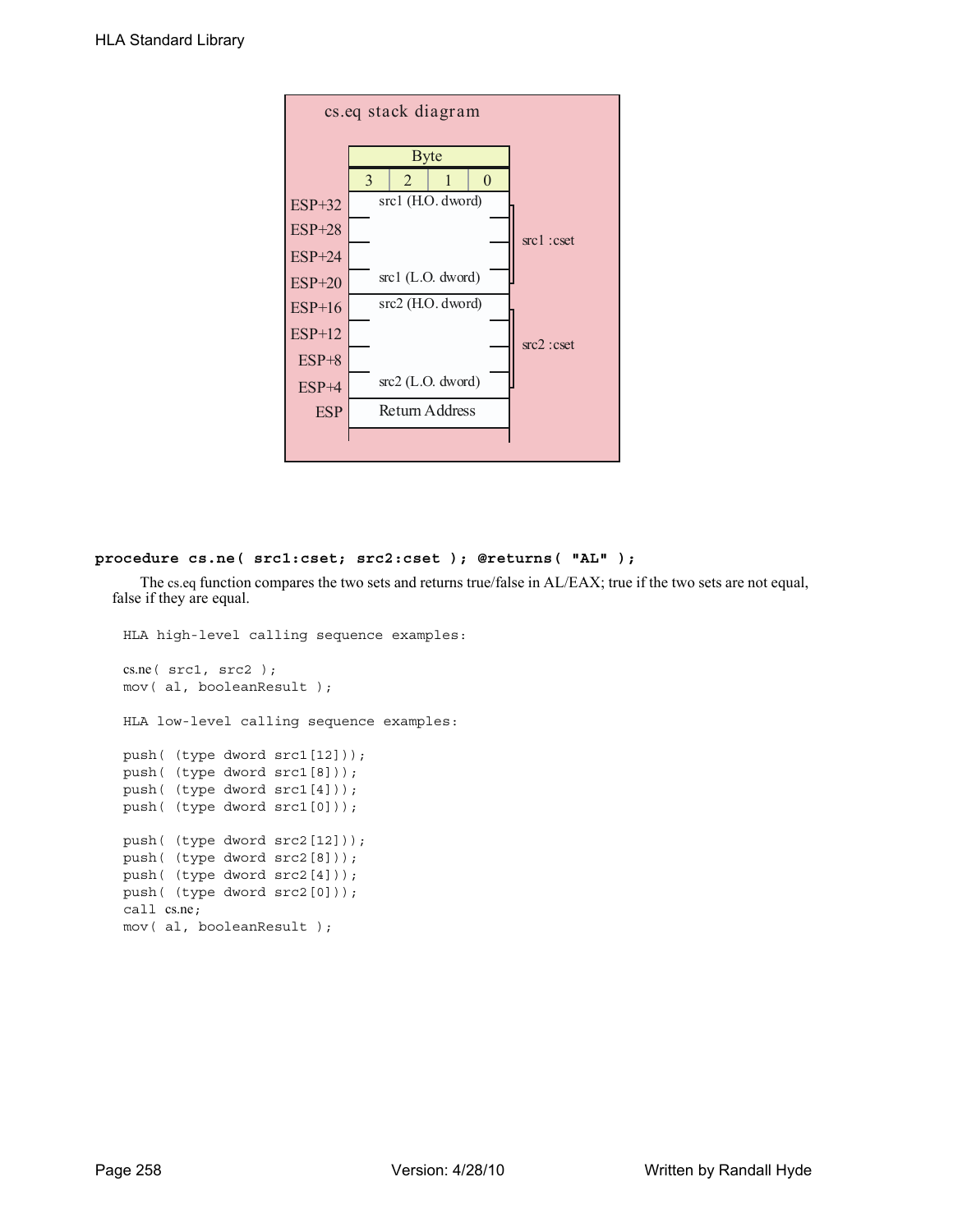cs.eq stack diagram

| | Byte 3 | Byte 2 | Byte 1 | Byte 0 | |
|---|---|---|---|---|---|
| ESP+32 | src1 (H.O. dword) | | | | src1 :cset |
| ESP+28 | | | | | |
| ESP+24 | | | | | |
| ESP+20 | src1 (L.O. dword) | | | | |
| ESP+16 | src2 (H.O. dword) | | | | src2 :cset |
| ESP+12 | | | | | |
| ESP+8 | | | | | |
| ESP+4 | src2 (L.O. dword) | | | | |
| ESP | Return Address | | | | |

**procedure cs.ne( src1:cset; src2:cset ); @returns( "AL" );**

The cs.eq function compares the two sets and returns true/false in AL/EAX; true if the two sets are not equal, false if they are equal.

```
HLA high-level calling sequence examples:

cs.ne( src1, src2 );
mov( al, booleanResult );

HLA low-level calling sequence examples:

push( (type dword src1[12]));
push( (type dword src1[8]));
push( (type dword src1[4]));
push( (type dword src1[0]));

push( (type dword src2[12]));
push( (type dword src2[8]));
push( (type dword src2[4]));
push( (type dword src2[0]));
call cs.ne;
mov( al, booleanResult );
```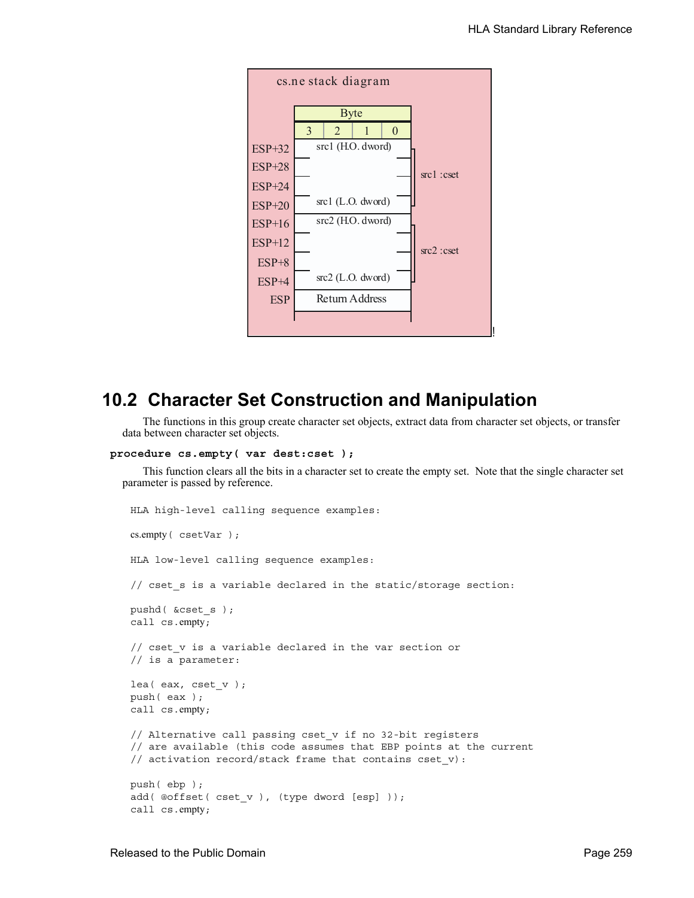cs.ne stack diagram

| Offset | Byte 3 2 1 0 | |
|---|---|---|
| ESP+32 | src1 (H.O. dword) | src1 :cset |
| ESP+28 | | |
| ESP+24 | | |
| ESP+20 | src1 (L.O. dword) | |
| ESP+16 | src2 (H.O. dword) | src2 :cset |
| ESP+12 | | |
| ESP+8 | | |
| ESP+4 | src2 (L.O. dword) | |
| ESP | Return Address | |

## 10.2 Character Set Construction and Manipulation

The functions in this group create character set objects, extract data from character set objects, or transfer data between character set objects.

**procedure cs.empty( var dest:cset );**

This function clears all the bits in a character set to create the empty set. Note that the single character set parameter is passed by reference.

```
HLA high-level calling sequence examples:

cs.empty( csetVar );

HLA low-level calling sequence examples:

// cset_s is a variable declared in the static/storage section:

pushd( &cset_s );
call cs.empty;

// cset_v is a variable declared in the var section or
// is a parameter:

lea( eax, cset_v );
push( eax );
call cs.empty;

// Alternative call passing cset_v if no 32-bit registers
// are available (this code assumes that EBP points at the current
// activation record/stack frame that contains cset_v):

push( ebp );
add( @offset( cset_v ), (type dword [esp] ));
call cs.empty;
```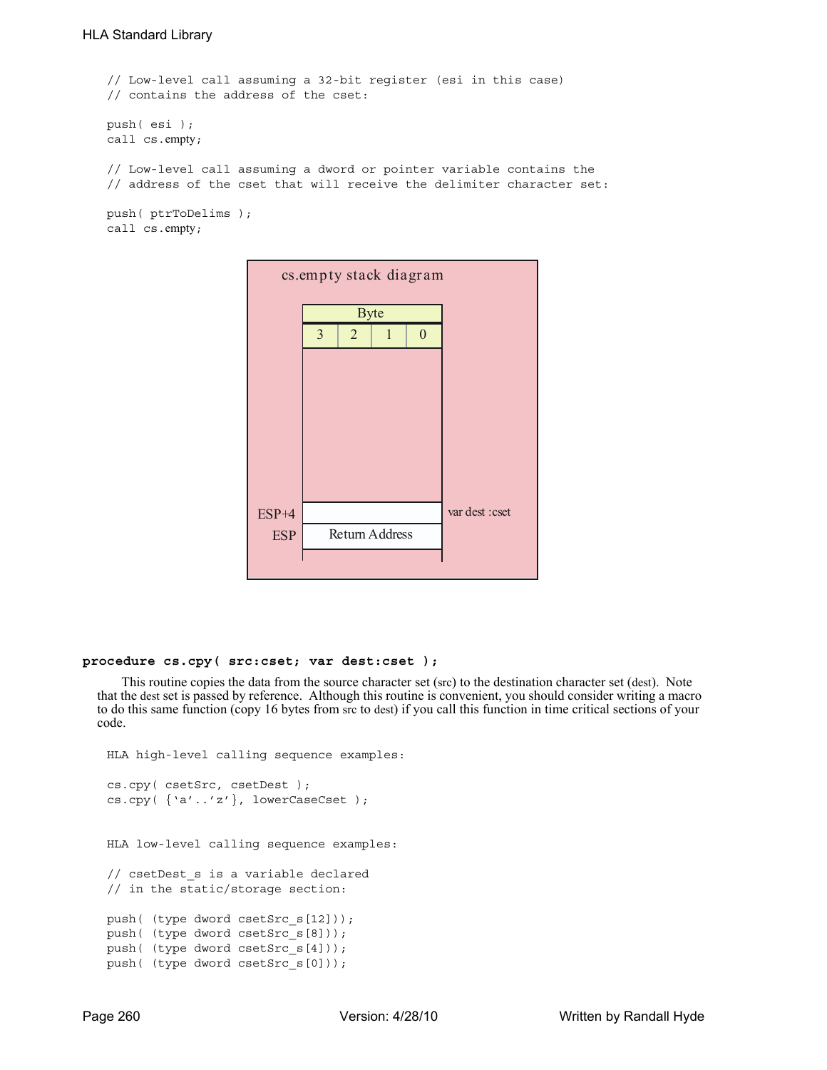```
// Low-level call assuming a 32-bit register (esi in this case)
// contains the address of the cset:

push( esi );
call cs.empty;

// Low-level call assuming a dword or pointer variable contains the
// address of the cset that will receive the delimiter character set:

push( ptrToDelims );
call cs.empty;
```

cs.empty stack diagram

| | Byte 3 | Byte 2 | Byte 1 | Byte 0 | |
|---|---|---|---|---|---|
| ESP+4 | | | | | var dest :cset |
| ESP | Return Address | | | | |

**procedure cs.cpy( src:cset; var dest:cset );**

This routine copies the data from the source character set (src) to the destination character set (dest). Note that the dest set is passed by reference. Although this routine is convenient, you should consider writing a macro to do this same function (copy 16 bytes from src to dest) if you call this function in time critical sections of your code.

```
HLA high-level calling sequence examples:

cs.cpy( csetSrc, csetDest );
cs.cpy( {'a'..'z'}, lowerCaseCset );


HLA low-level calling sequence examples:

// csetDest_s is a variable declared
// in the static/storage section:

push( (type dword csetSrc_s[12]));
push( (type dword csetSrc_s[8]));
push( (type dword csetSrc_s[4]));
push( (type dword csetSrc_s[0]));
```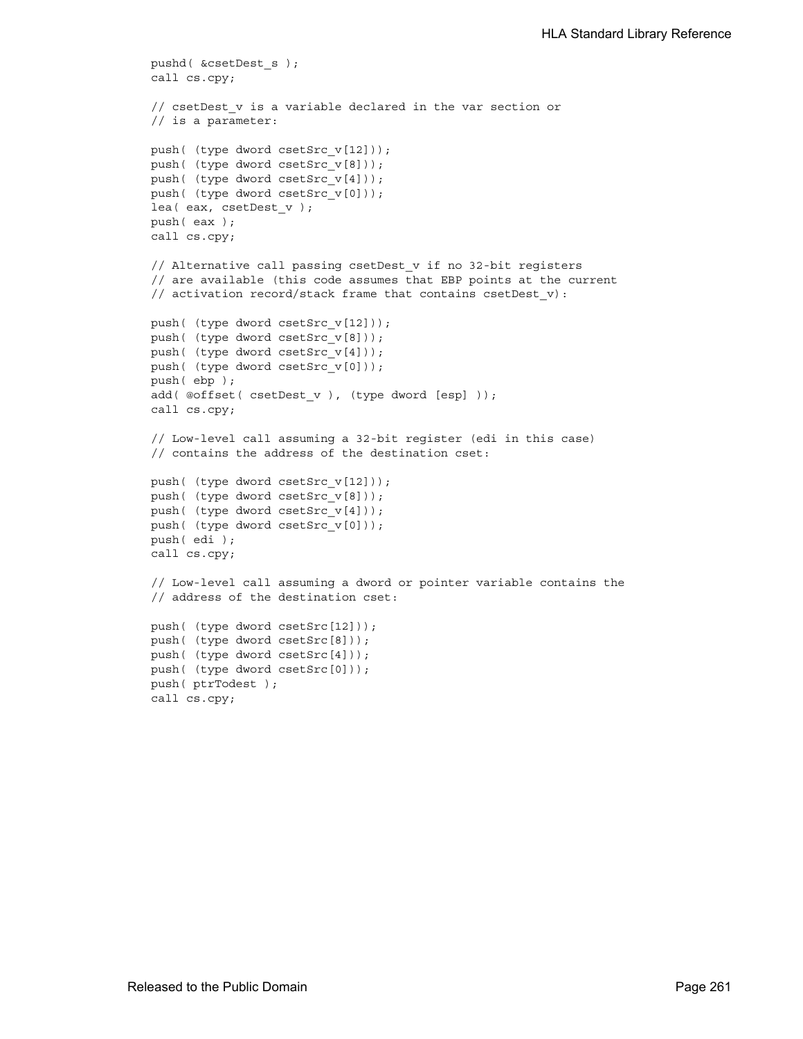```
pushd( &csetDest_s );
call cs.cpy;

// csetDest_v is a variable declared in the var section or
// is a parameter:

push( (type dword csetSrc_v[12]));
push( (type dword csetSrc_v[8]));
push( (type dword csetSrc_v[4]));
push( (type dword csetSrc_v[0]));
lea( eax, csetDest_v );
push( eax );
call cs.cpy;

// Alternative call passing csetDest_v if no 32-bit registers
// are available (this code assumes that EBP points at the current
// activation record/stack frame that contains csetDest_v):

push( (type dword csetSrc_v[12]));
push( (type dword csetSrc_v[8]));
push( (type dword csetSrc_v[4]));
push( (type dword csetSrc_v[0]));
push( ebp );
add( @offset( csetDest_v ), (type dword [esp] ));
call cs.cpy;

// Low-level call assuming a 32-bit register (edi in this case)
// contains the address of the destination cset:

push( (type dword csetSrc_v[12]));
push( (type dword csetSrc_v[8]));
push( (type dword csetSrc_v[4]));
push( (type dword csetSrc_v[0]));
push( edi );
call cs.cpy;

// Low-level call assuming a dword or pointer variable contains the
// address of the destination cset:

push( (type dword csetSrc[12]));
push( (type dword csetSrc[8]));
push( (type dword csetSrc[4]));
push( (type dword csetSrc[0]));
push( ptrTodest );
call cs.cpy;
```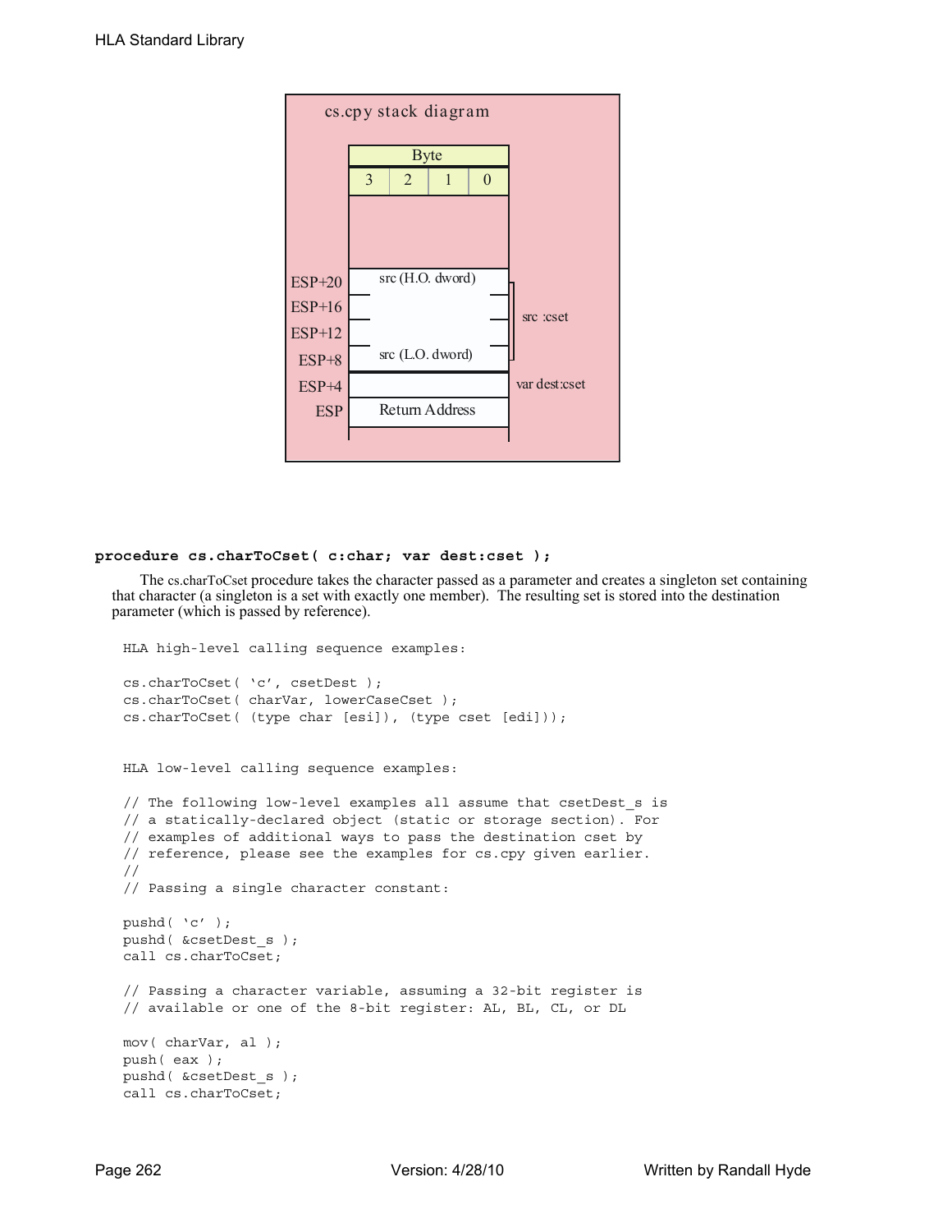cs.cpy stack diagram

| | Byte | | | |
|---|---|---|---|---|
| | 3 | 2 | 1 | 0 |
| ESP+20 | src (H.O. dword) | | | |
| ESP+16 | | | | |
| ESP+12 | | | | |
| ESP+8 | src (L.O. dword) | | | |
| ESP+4 | | | | |
| ESP | Return Address | | | |

src :cset (ESP+8 through ESP+20)

var dest:cset (ESP+4)

**procedure cs.charToCset( c:char; var dest:cset );**

The cs.charToCset procedure takes the character passed as a parameter and creates a singleton set containing that character (a singleton is a set with exactly one member). The resulting set is stored into the destination parameter (which is passed by reference).

```
HLA high-level calling sequence examples:

cs.charToCset( 'c', csetDest );
cs.charToCset( charVar, lowerCaseCset );
cs.charToCset( (type char [esi]), (type cset [edi]));


HLA low-level calling sequence examples:

// The following low-level examples all assume that csetDest_s is
// a statically-declared object (static or storage section). For
// examples of additional ways to pass the destination cset by
// reference, please see the examples for cs.cpy given earlier.
//
// Passing a single character constant:

pushd( 'c' );
pushd( &csetDest_s );
call cs.charToCset;

// Passing a character variable, assuming a 32-bit register is
// available or one of the 8-bit register: AL, BL, CL, or DL

mov( charVar, al );
push( eax );
pushd( &csetDest_s );
call cs.charToCset;
```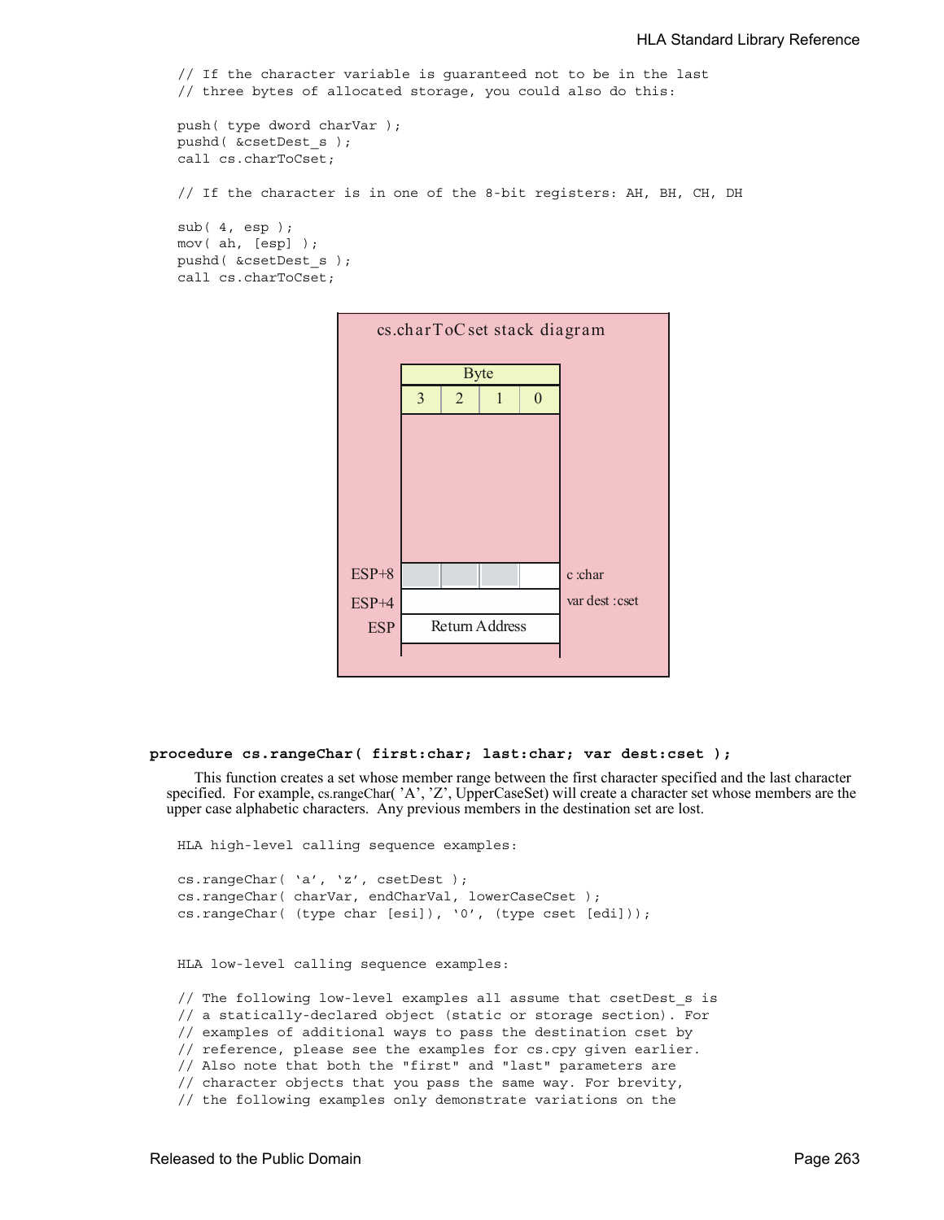```
// If the character variable is guaranteed not to be in the last
// three bytes of allocated storage, you could also do this:

push( type dword charVar );
pushd( &csetDest_s );
call cs.charToCset;

// If the character is in one of the 8-bit registers: AH, BH, CH, DH

sub( 4, esp );
mov( ah, [esp] );
pushd( &csetDest_s );
call cs.charToCset;
```

**cs.charToCset stack diagram**

| | Byte 3 | Byte 2 | Byte 1 | Byte 0 | |
|---|---|---|---|---|---|
| ESP+8 | | | | | c :char |
| ESP+4 | | | | | var dest :cset |
| ESP | Return Address | | | | |

**procedure cs.rangeChar( first:char; last:char; var dest:cset );**

This function creates a set whose member range between the first character specified and the last character specified. For example, cs.rangeChar( 'A', 'Z', UpperCaseSet) will create a character set whose members are the upper case alphabetic characters. Any previous members in the destination set are lost.

```
HLA high-level calling sequence examples:

cs.rangeChar( 'a', 'z', csetDest );
cs.rangeChar( charVar, endCharVal, lowerCaseCset );
cs.rangeChar( (type char [esi]), '0', (type cset [edi]));


HLA low-level calling sequence examples:

// The following low-level examples all assume that csetDest_s is
// a statically-declared object (static or storage section). For
// examples of additional ways to pass the destination cset by
// reference, please see the examples for cs.cpy given earlier.
// Also note that both the "first" and "last" parameters are
// character objects that you pass the same way. For brevity,
// the following examples only demonstrate variations on the
```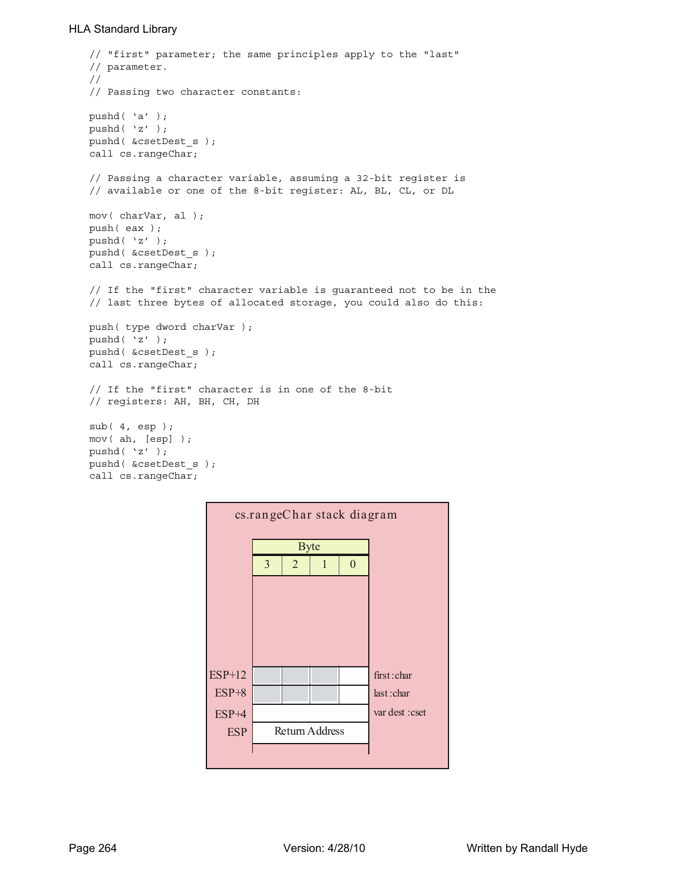```
// "first" parameter; the same principles apply to the "last"
// parameter.
//
// Passing two character constants:

pushd( 'a' );
pushd( 'z' );
pushd( &csetDest_s );
call cs.rangeChar;

// Passing a character variable, assuming a 32-bit register is
// available or one of the 8-bit register: AL, BL, CL, or DL

mov( charVar, al );
push( eax );
pushd( 'z' );
pushd( &csetDest_s );
call cs.rangeChar;

// If the "first" character variable is guaranteed not to be in the
// last three bytes of allocated storage, you could also do this:

push( type dword charVar );
pushd( 'z' );
pushd( &csetDest_s );
call cs.rangeChar;

// If the "first" character is in one of the 8-bit
// registers: AH, BH, CH, DH

sub( 4, esp );
mov( ah, [esp] );
pushd( 'z' );
pushd( &csetDest_s );
call cs.rangeChar;
```

**cs.rangeChar stack diagram**

| Offset | Byte 3 | Byte 2 | Byte 1 | Byte 0 | |
|---|---|---|---|---|---|
| ESP+12 | | | | | first :char |
| ESP+8 | | | | | last :char |
| ESP+4 | | | | | var dest :cset |
| ESP | Return Address | | | | |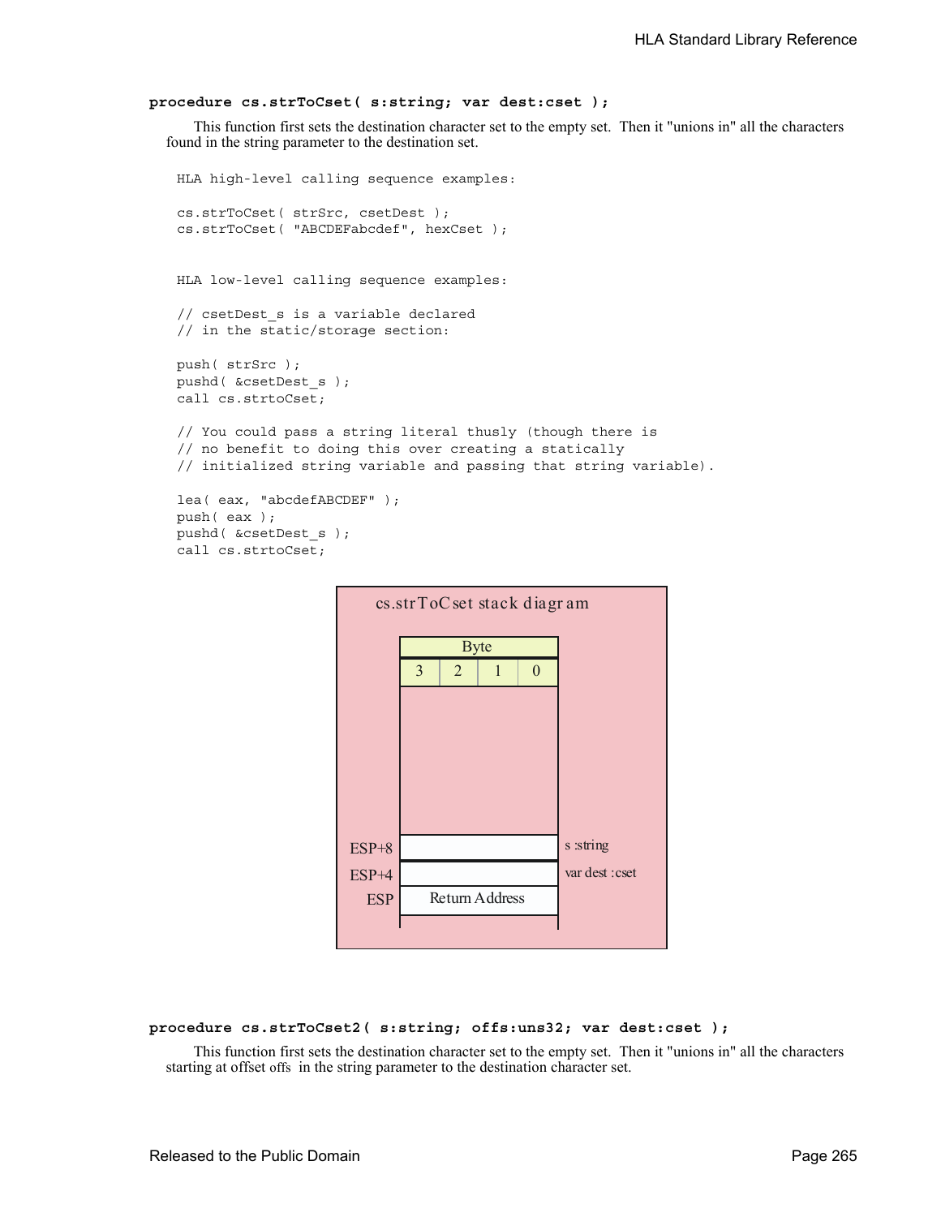**procedure cs.strToCset( s:string; var dest:cset );**

This function first sets the destination character set to the empty set. Then it "unions in" all the characters found in the string parameter to the destination set.

```
HLA high-level calling sequence examples:

cs.strToCset( strSrc, csetDest );
cs.strToCset( "ABCDEFabcdef", hexCset );


HLA low-level calling sequence examples:

// csetDest_s is a variable declared
// in the static/storage section:

push( strSrc );
pushd( &csetDest_s );
call cs.strtoCset;

// You could pass a string literal thusly (though there is
// no benefit to doing this over creating a statically
// initialized string variable and passing that string variable).

lea( eax, "abcdefABCDEF" );
push( eax );
pushd( &csetDest_s );
call cs.strtoCset;
```

cs.strToCset stack diagram

| | Byte 3 | Byte 2 | Byte 1 | Byte 0 | |
|---|---|---|---|---|---|
| ESP+8 | | | | | s :string |
| ESP+4 | | | | | var dest :cset |
| ESP | Return Address | | | | |

**procedure cs.strToCset2( s:string; offs:uns32; var dest:cset );**

This function first sets the destination character set to the empty set. Then it "unions in" all the characters starting at offset offs in the string parameter to the destination character set.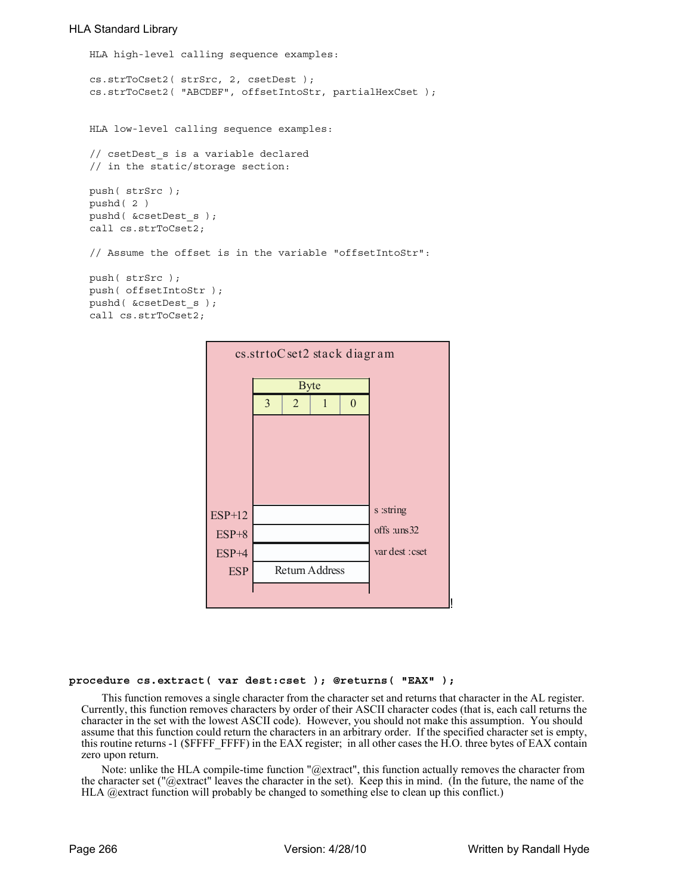```
HLA high-level calling sequence examples:

cs.strToCset2( strSrc, 2, csetDest );
cs.strToCset2( "ABCDEF", offsetIntoStr, partialHexCset );


HLA low-level calling sequence examples:

// csetDest_s is a variable declared
// in the static/storage section:

push( strSrc );
pushd( 2 )
pushd( &csetDest_s );
call cs.strToCset2;

// Assume the offset is in the variable "offsetIntoStr":

push( strSrc );
push( offsetIntoStr );
pushd( &csetDest_s );
call cs.strToCset2;
```

**cs.strtoCset2 stack diagram**

| | Byte 3 | Byte 2 | Byte 1 | Byte 0 | |
|---|---|---|---|---|---|
| ESP+12 | | | | | s :string |
| ESP+8 | | | | | offs :uns32 |
| ESP+4 | | | | | var dest :cset |
| ESP | Return Address | | | | |

**procedure cs.extract( var dest:cset ); @returns( "EAX" );**

This function removes a single character from the character set and returns that character in the AL register. Currently, this function removes characters by order of their ASCII character codes (that is, each call returns the character in the set with the lowest ASCII code). However, you should not make this assumption. You should assume that this function could return the characters in an arbitrary order. If the specified character set is empty, this routine returns -1 ($FFFF_FFFF) in the EAX register; in all other cases the H.O. three bytes of EAX contain zero upon return.

Note: unlike the HLA compile-time function "@extract", this function actually removes the character from the character set ("@extract" leaves the character in the set). Keep this in mind. (In the future, the name of the HLA @extract function will probably be changed to something else to clean up this conflict.)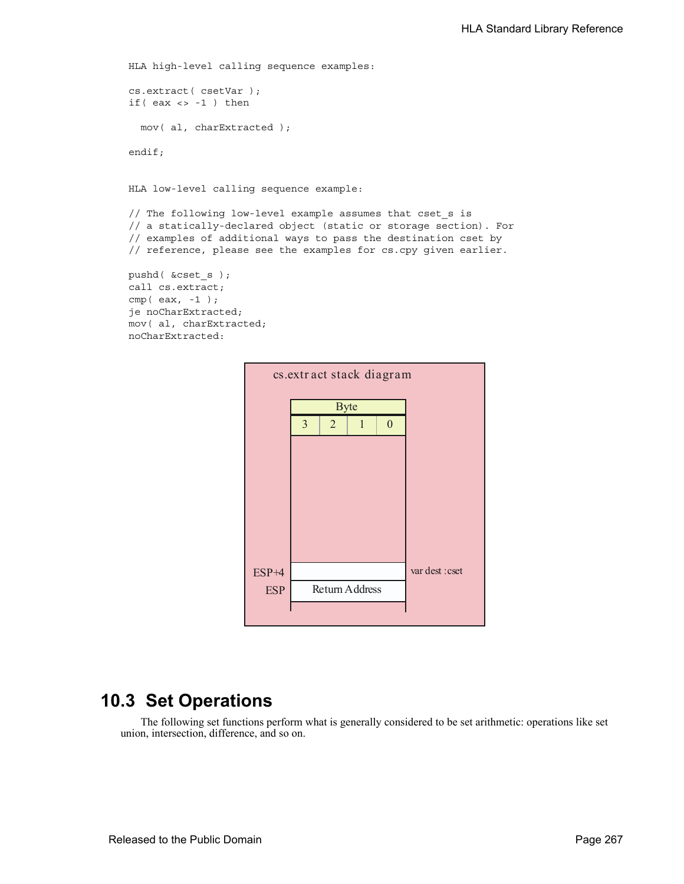HLA high-level calling sequence examples:

```
cs.extract( csetVar );
if( eax <> -1 ) then

  mov( al, charExtracted );

endif;
```

HLA low-level calling sequence example:

```
// The following low-level example assumes that cset_s is
// a statically-declared object (static or storage section). For
// examples of additional ways to pass the destination cset by
// reference, please see the examples for cs.cpy given earlier.

pushd( &cset_s );
call cs.extract;
cmp( eax, -1 );
je noCharExtracted;
mov( al, charExtracted;
noCharExtracted:
```

cs.extract stack diagram

| Offset | Byte 3 | Byte 2 | Byte 1 | Byte 0 | |
|---|---|---|---|---|---|
| ESP+4 | | | | | var dest :cset |
| ESP | Return Address | | | | |

## 10.3 Set Operations

The following set functions perform what is generally considered to be set arithmetic: operations like set union, intersection, difference, and so on.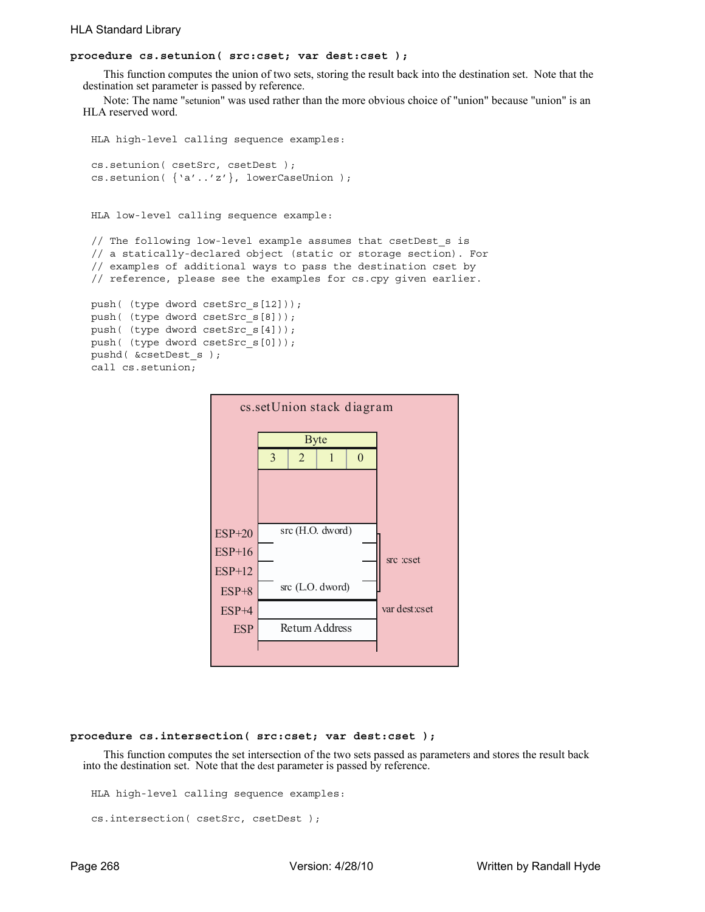**procedure cs.setunion( src:cset; var dest:cset );**

This function computes the union of two sets, storing the result back into the destination set. Note that the destination set parameter is passed by reference.

Note: The name "setunion" was used rather than the more obvious choice of "union" because "union" is an HLA reserved word.

```
HLA high-level calling sequence examples:

cs.setunion( csetSrc, csetDest );
cs.setunion( {'a'..'z'}, lowerCaseUnion );


HLA low-level calling sequence example:

// The following low-level example assumes that csetDest_s is
// a statically-declared object (static or storage section). For
// examples of additional ways to pass the destination cset by
// reference, please see the examples for cs.cpy given earlier.

push( (type dword csetSrc_s[12]));
push( (type dword csetSrc_s[8]));
push( (type dword csetSrc_s[4]));
push( (type dword csetSrc_s[0]));
pushd( &csetDest_s );
call cs.setunion;
```

cs.setUnion stack diagram

| | Byte 3 | Byte 2 | Byte 1 | Byte 0 | |
|---|---|---|---|---|---|
| ESP+20 | src (H.O. dword) | | | | src :cset |
| ESP+16 | | | | | src :cset |
| ESP+12 | | | | | src :cset |
| ESP+8 | src (L.O. dword) | | | | src :cset |
| ESP+4 | | | | | var dest:cset |
| ESP | Return Address | | | | |

**procedure cs.intersection( src:cset; var dest:cset );**

This function computes the set intersection of the two sets passed as parameters and stores the result back into the destination set. Note that the dest parameter is passed by reference.

```
HLA high-level calling sequence examples:

cs.intersection( csetSrc, csetDest );
```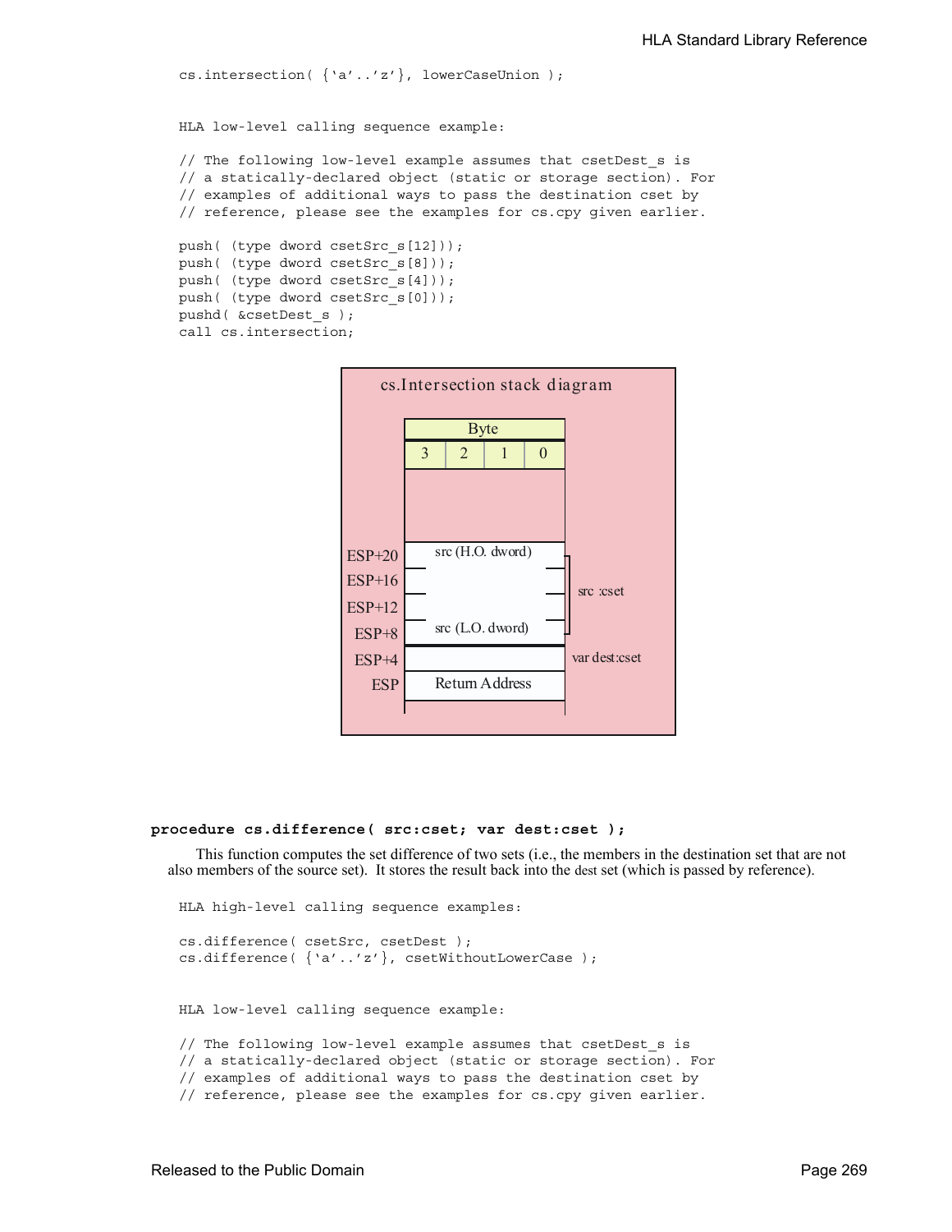```
cs.intersection( {'a'..'z'}, lowerCaseUnion );


HLA low-level calling sequence example:

// The following low-level example assumes that csetDest_s is
// a statically-declared object (static or storage section). For
// examples of additional ways to pass the destination cset by
// reference, please see the examples for cs.cpy given earlier.

push( (type dword csetSrc_s[12]));
push( (type dword csetSrc_s[8]));
push( (type dword csetSrc_s[4]));
push( (type dword csetSrc_s[0]));
pushd( &csetDest_s );
call cs.intersection;
```

cs.Intersection stack diagram

| | Byte 3 | Byte 2 | Byte 1 | Byte 0 | |
|---|---|---|---|---|---|
| ESP+20 | src (H.O. dword) | | | | src :cset |
| ESP+16 | | | | | |
| ESP+12 | | | | | |
| ESP+8 | src (L.O. dword) | | | | |
| ESP+4 | | | | | var dest:cset |
| ESP | Return Address | | | | |

**procedure cs.difference( src:cset; var dest:cset );**

This function computes the set difference of two sets (i.e., the members in the destination set that are not also members of the source set). It stores the result back into the dest set (which is passed by reference).

```
HLA high-level calling sequence examples:

cs.difference( csetSrc, csetDest );
cs.difference( {'a'..'z'}, csetWithoutLowerCase );


HLA low-level calling sequence example:

// The following low-level example assumes that csetDest_s is
// a statically-declared object (static or storage section). For
// examples of additional ways to pass the destination cset by
// reference, please see the examples for cs.cpy given earlier.
```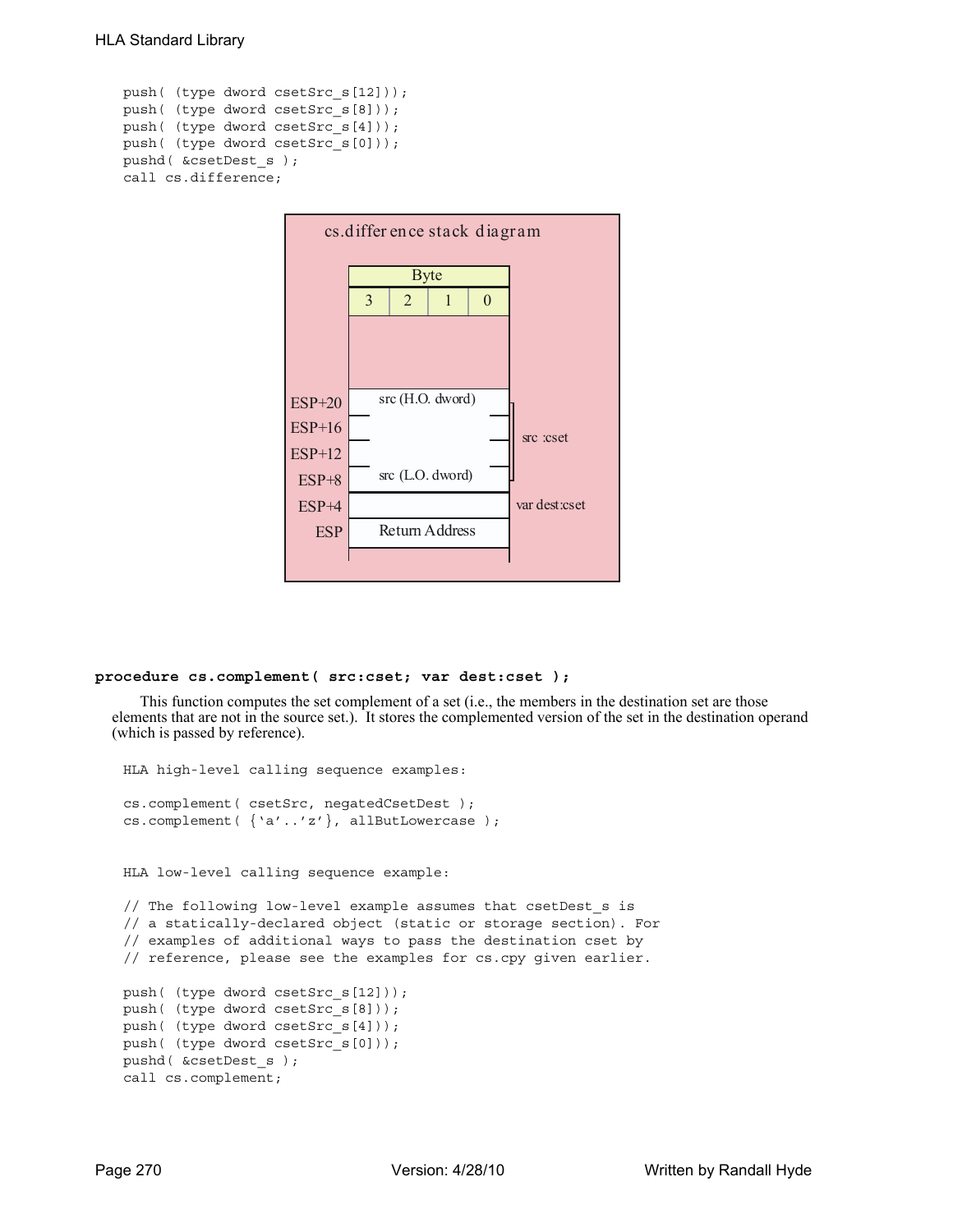```
push( (type dword csetSrc_s[12]));
push( (type dword csetSrc_s[8]));
push( (type dword csetSrc_s[4]));
push( (type dword csetSrc_s[0]));
pushd( &csetDest_s );
call cs.difference;
```

cs.difference stack diagram

| | Byte | | | | |
|---|---|---|---|---|---|
| | 3 | 2 | 1 | 0 | |
| ESP+20 | src (H.O. dword) | | | | src :cset |
| ESP+16 | | | | | |
| ESP+12 | | | | | |
| ESP+8 | src (L.O. dword) | | | | |
| ESP+4 | | | | | var dest:cset |
| ESP | Return Address | | | | |

**procedure cs.complement( src:cset; var dest:cset );**

This function computes the set complement of a set (i.e., the members in the destination set are those elements that are not in the source set.). It stores the complemented version of the set in the destination operand (which is passed by reference).

```
HLA high-level calling sequence examples:

cs.complement( csetSrc, negatedCsetDest );
cs.complement( {'a'..'z'}, allButLowercase );


HLA low-level calling sequence example:

// The following low-level example assumes that csetDest_s is
// a statically-declared object (static or storage section). For
// examples of additional ways to pass the destination cset by
// reference, please see the examples for cs.cpy given earlier.

push( (type dword csetSrc_s[12]));
push( (type dword csetSrc_s[8]));
push( (type dword csetSrc_s[4]));
push( (type dword csetSrc_s[0]));
pushd( &csetDest_s );
call cs.complement;
```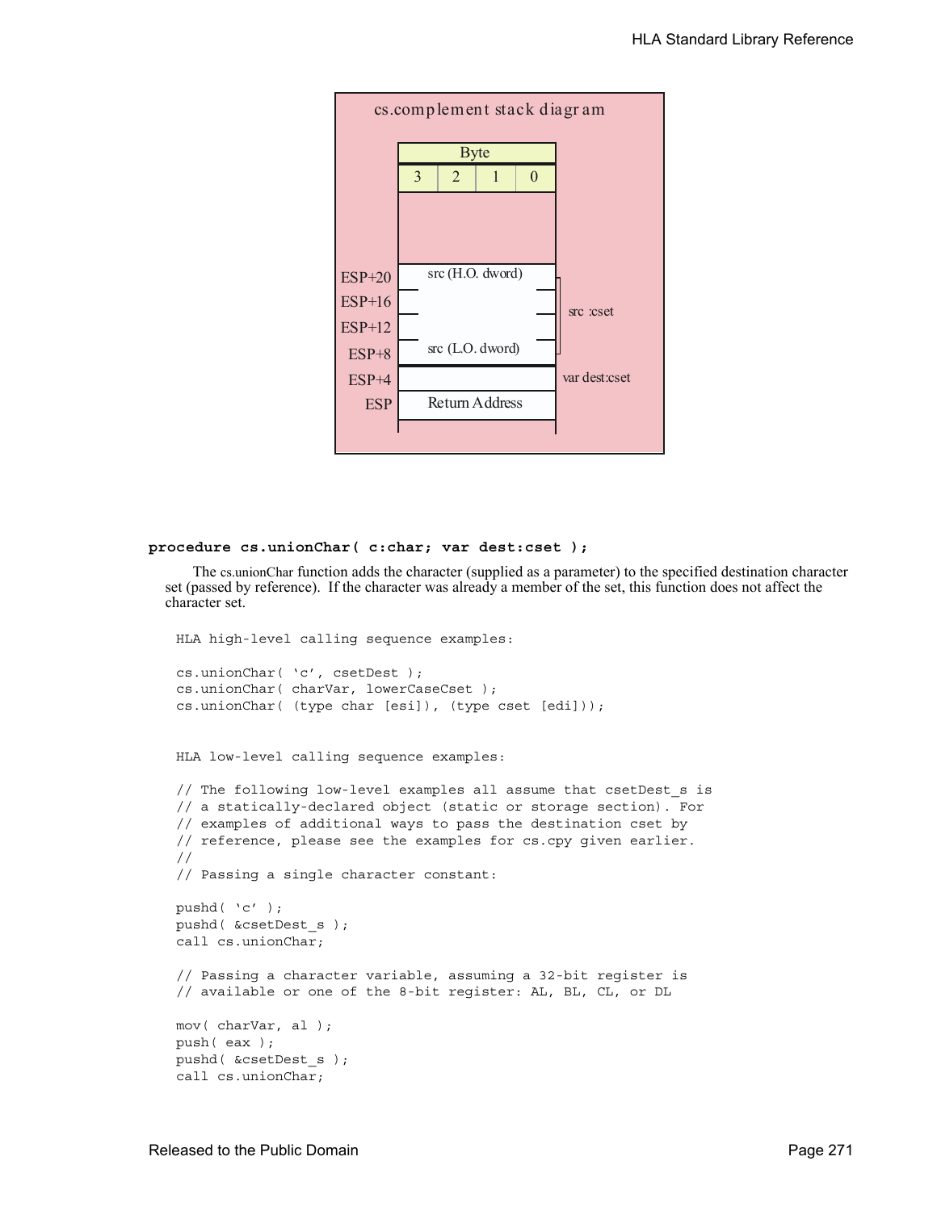cs.complement stack diagram

| ESP offset | Byte 3 | Byte 2 | Byte 1 | Byte 0 | |
|---|---|---|---|---|---|
| ESP+20 | src (H.O. dword) | | | | src :cset |
| ESP+16 | | | | | |
| ESP+12 | | | | | |
| ESP+8 | src (L.O. dword) | | | | |
| ESP+4 | | | | | var dest:cset |
| ESP | Return Address | | | | |

**procedure cs.unionChar( c:char; var dest:cset );**

The cs.unionChar function adds the character (supplied as a parameter) to the specified destination character set (passed by reference). If the character was already a member of the set, this function does not affect the character set.

```
HLA high-level calling sequence examples:

cs.unionChar( 'c', csetDest );
cs.unionChar( charVar, lowerCaseCset );
cs.unionChar( (type char [esi]), (type cset [edi]));


HLA low-level calling sequence examples:

// The following low-level examples all assume that csetDest_s is
// a statically-declared object (static or storage section). For
// examples of additional ways to pass the destination cset by
// reference, please see the examples for cs.cpy given earlier.
//
// Passing a single character constant:

pushd( 'c' );
pushd( &csetDest_s );
call cs.unionChar;

// Passing a character variable, assuming a 32-bit register is
// available or one of the 8-bit register: AL, BL, CL, or DL

mov( charVar, al );
push( eax );
pushd( &csetDest_s );
call cs.unionChar;
```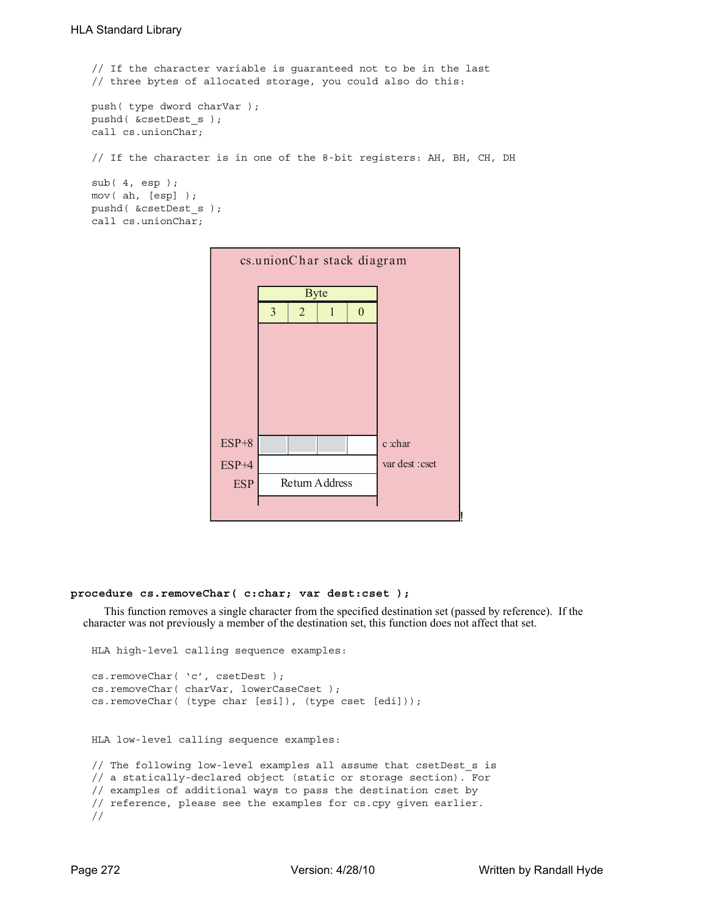```
// If the character variable is guaranteed not to be in the last
// three bytes of allocated storage, you could also do this:

push( type dword charVar );
pushd( &csetDest_s );
call cs.unionChar;

// If the character is in one of the 8-bit registers: AH, BH, CH, DH

sub( 4, esp );
mov( ah, [esp] );
pushd( &csetDest_s );
call cs.unionChar;
```

cs.unionChar stack diagram

| | Byte 3 | Byte 2 | Byte 1 | Byte 0 | |
|---|---|---|---|---|---|
| ESP+8 | | | | | c :char |
| ESP+4 | | | | | var dest :cset |
| ESP | Return Address | | | | |

**procedure cs.removeChar( c:char; var dest:cset );**

This function removes a single character from the specified destination set (passed by reference). If the character was not previously a member of the destination set, this function does not affect that set.

```
HLA high-level calling sequence examples:

cs.removeChar( 'c', csetDest );
cs.removeChar( charVar, lowerCaseCset );
cs.removeChar( (type char [esi]), (type cset [edi]));


HLA low-level calling sequence examples:

// The following low-level examples all assume that csetDest_s is
// a statically-declared object (static or storage section). For
// examples of additional ways to pass the destination cset by
// reference, please see the examples for cs.cpy given earlier.
//
```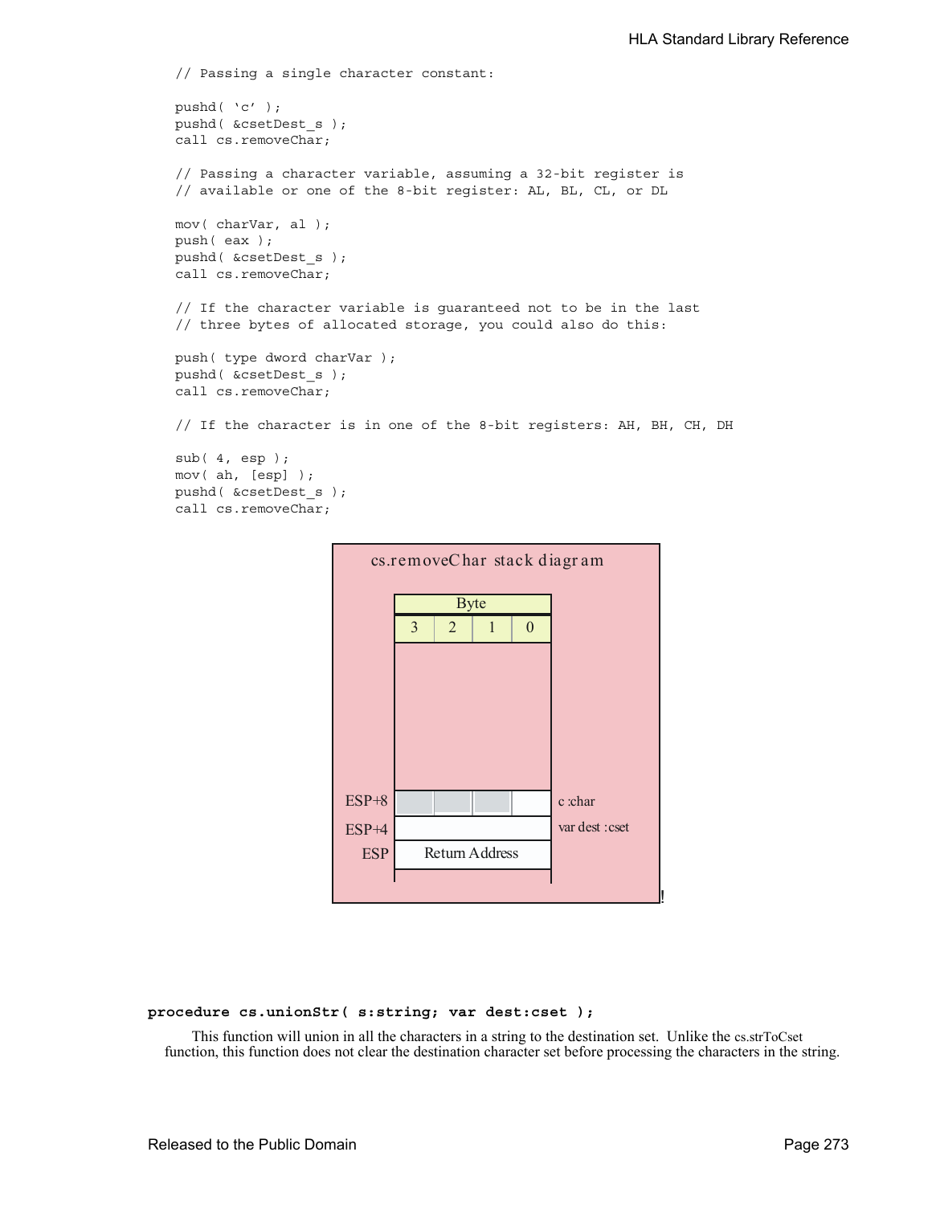```
// Passing a single character constant:

pushd( 'c' );
pushd( &csetDest_s );
call cs.removeChar;

// Passing a character variable, assuming a 32-bit register is
// available or one of the 8-bit register: AL, BL, CL, or DL

mov( charVar, al );
push( eax );
pushd( &csetDest_s );
call cs.removeChar;

// If the character variable is guaranteed not to be in the last
// three bytes of allocated storage, you could also do this:

push( type dword charVar );
pushd( &csetDest_s );
call cs.removeChar;

// If the character is in one of the 8-bit registers: AH, BH, CH, DH

sub( 4, esp );
mov( ah, [esp] );
pushd( &csetDest_s );
call cs.removeChar;
```

cs.removeChar stack diagram

| | Byte 3 | Byte 2 | Byte 1 | Byte 0 | |
|---|---|---|---|---|---|
| ESP+8 | | | | | c :char |
| ESP+4 | | | | | var dest :cset |
| ESP | Return Address | | | | |

**procedure cs.unionStr( s:string; var dest:cset );**

This function will union in all the characters in a string to the destination set. Unlike the cs.strToCset function, this function does not clear the destination character set before processing the characters in the string.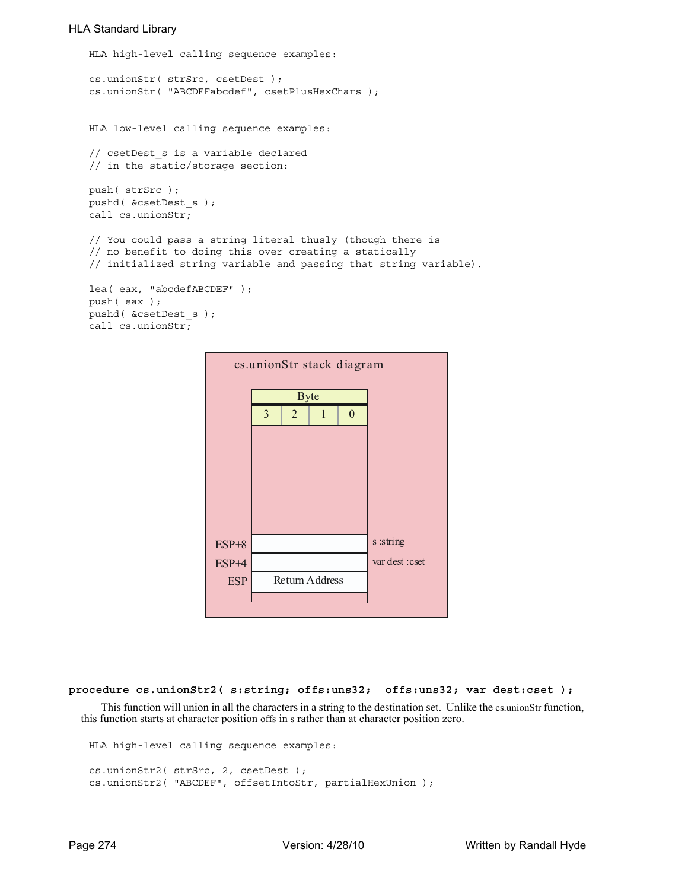```
HLA high-level calling sequence examples:

cs.unionStr( strSrc, csetDest );
cs.unionStr( "ABCDEFabcdef", csetPlusHexChars );


HLA low-level calling sequence examples:

// csetDest_s is a variable declared
// in the static/storage section:

push( strSrc );
pushd( &csetDest_s );
call cs.unionStr;

// You could pass a string literal thusly (though there is
// no benefit to doing this over creating a statically
// initialized string variable and passing that string variable).

lea( eax, "abcdefABCDEF" );
push( eax );
pushd( &csetDest_s );
call cs.unionStr;
```

**cs.unionStr stack diagram**

| Offset | Byte 3 / 2 / 1 / 0 | Parameter |
|---|---|---|
| ESP+8 | | s :string |
| ESP+4 | | var dest :cset |
| ESP | Return Address | |

**procedure cs.unionStr2( s:string; offs:uns32;  offs:uns32; var dest:cset );**

This function will union in all the characters in a string to the destination set. Unlike the cs.unionStr function, this function starts at character position offs in s rather than at character position zero.

```
HLA high-level calling sequence examples:

cs.unionStr2( strSrc, 2, csetDest );
cs.unionStr2( "ABCDEF", offsetIntoStr, partialHexUnion );
```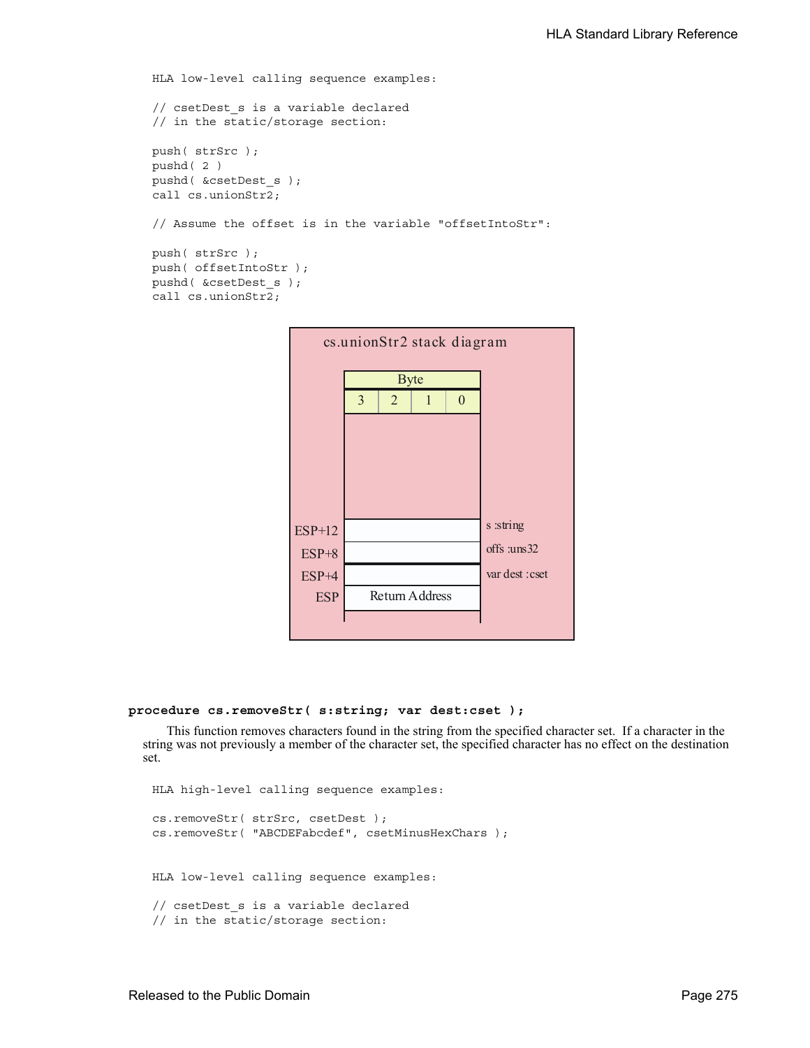```
HLA low-level calling sequence examples:

// csetDest_s is a variable declared
// in the static/storage section:

push( strSrc );
pushd( 2 )
pushd( &csetDest_s );
call cs.unionStr2;

// Assume the offset is in the variable "offsetIntoStr":

push( strSrc );
push( offsetIntoStr );
pushd( &csetDest_s );
call cs.unionStr2;
```

**cs.unionStr2 stack diagram**

| | Byte 3 | Byte 2 | Byte 1 | Byte 0 | |
|---|---|---|---|---|---|
| ESP+12 | | | | | s :string |
| ESP+8 | | | | | offs :uns32 |
| ESP+4 | | | | | var dest :cset |
| ESP | Return Address | | | | |

**procedure cs.removeStr( s:string; var dest:cset );**

This function removes characters found in the string from the specified character set. If a character in the string was not previously a member of the character set, the specified character has no effect on the destination set.

```
HLA high-level calling sequence examples:

cs.removeStr( strSrc, csetDest );
cs.removeStr( "ABCDEFabcdef", csetMinusHexChars );


HLA low-level calling sequence examples:

// csetDest_s is a variable declared
// in the static/storage section:
```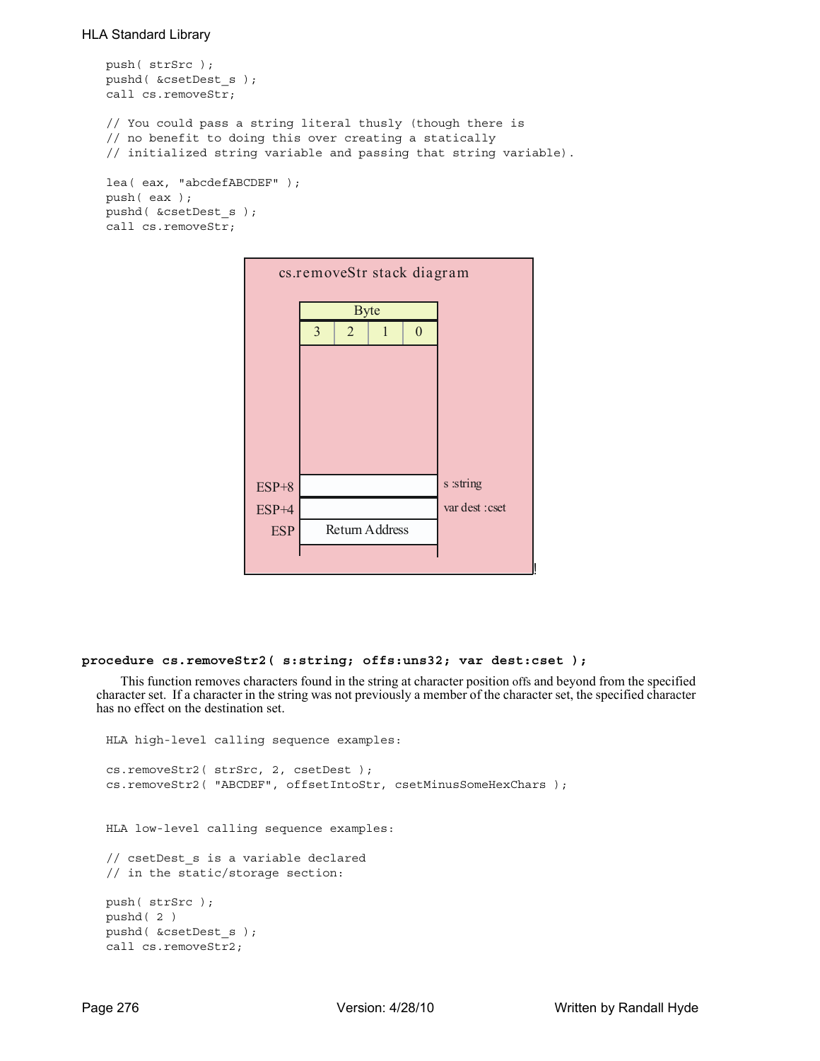```
push( strSrc );
pushd( &csetDest_s );
call cs.removeStr;

// You could pass a string literal thusly (though there is
// no benefit to doing this over creating a statically
// initialized string variable and passing that string variable).

lea( eax, "abcdefABCDEF" );
push( eax );
pushd( &csetDest_s );
call cs.removeStr;
```

cs.removeStr stack diagram

| | Byte 3 | Byte 2 | Byte 1 | Byte 0 | |
|---|---|---|---|---|---|
| ESP+8 | | | | | s :string |
| ESP+4 | | | | | var dest :cset |
| ESP | Return Address | | | | |

**procedure cs.removeStr2( s:string; offs:uns32; var dest:cset );**

This function removes characters found in the string at character position offs and beyond from the specified character set. If a character in the string was not previously a member of the character set, the specified character has no effect on the destination set.

```
HLA high-level calling sequence examples:

cs.removeStr2( strSrc, 2, csetDest );
cs.removeStr2( "ABCDEF", offsetIntoStr, csetMinusSomeHexChars );


HLA low-level calling sequence examples:

// csetDest_s is a variable declared
// in the static/storage section:

push( strSrc );
pushd( 2 )
pushd( &csetDest_s );
call cs.removeStr2;
```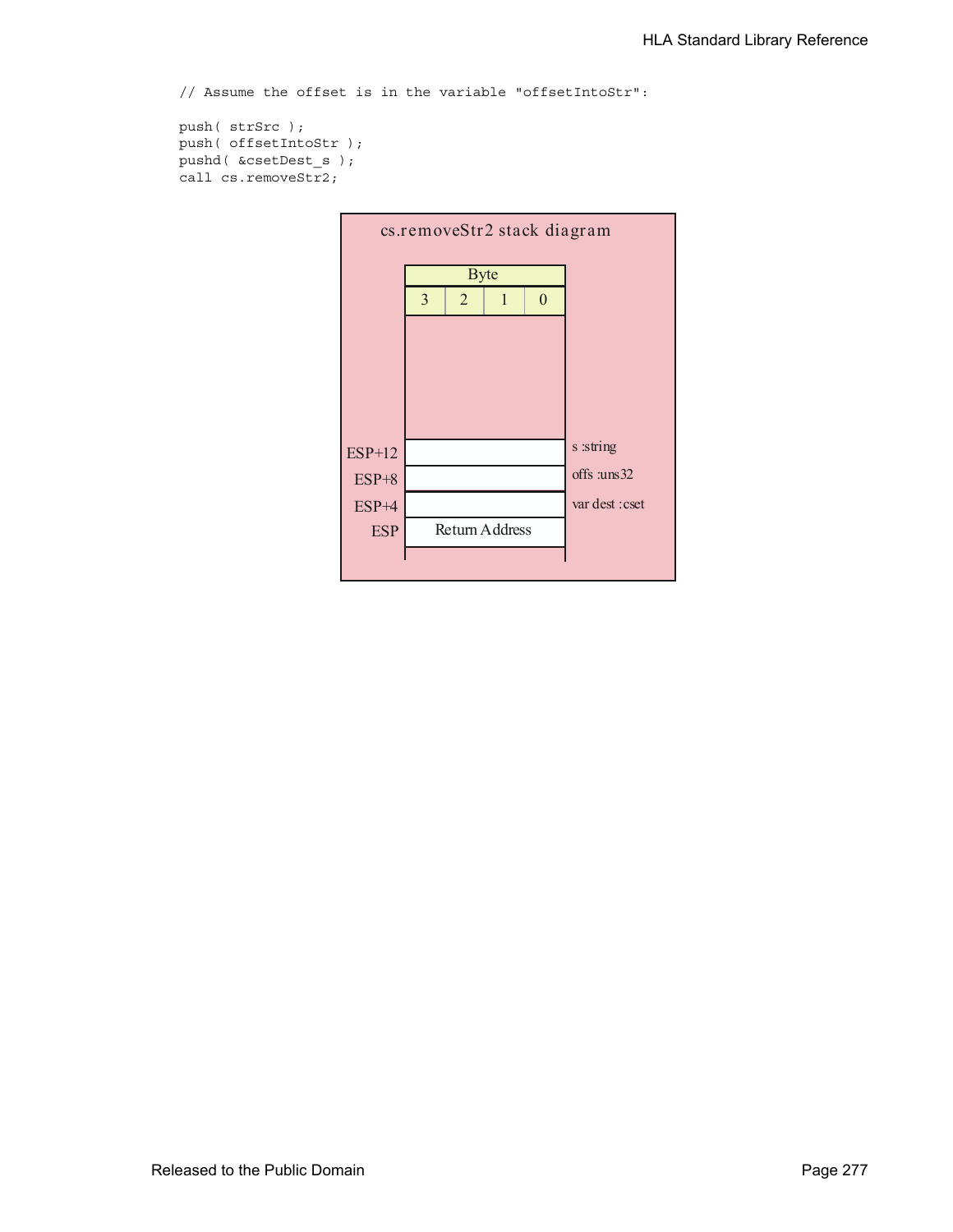```
// Assume the offset is in the variable "offsetIntoStr":

push( strSrc );
push( offsetIntoStr );
pushd( &csetDest_s );
call cs.removeStr2;
```

cs.removeStr2 stack diagram

Byte

3 2 1 0

ESP+12 s :string

ESP+8 offs :uns32

ESP+4 var dest :cset

ESP Return Address